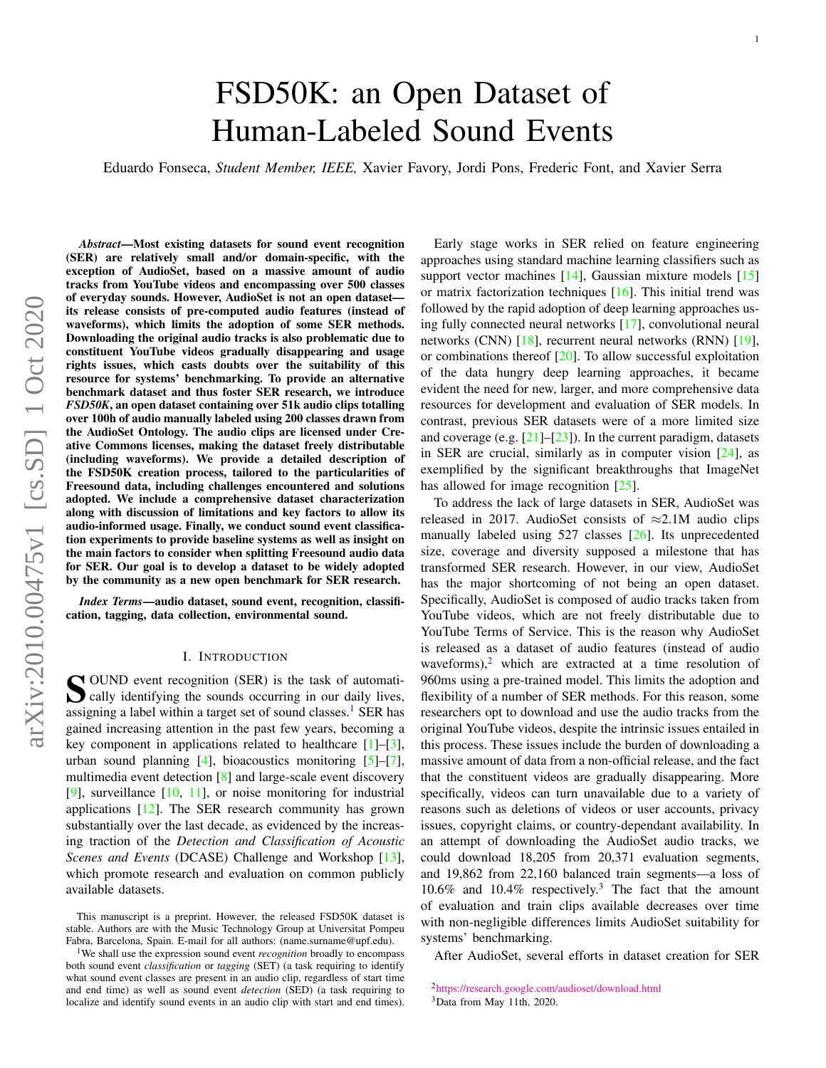# FSD50K: an Open Dataset of Human-Labeled Sound Events

Eduardo Fonseca, *Student Member, IEEE,* Xavier Favory, Jordi Pons, Frederic Font, and Xavier Serra

***Abstract*—Most existing datasets for sound event recognition (SER) are relatively small and/or domain-specific, with the exception of AudioSet, based on a massive amount of audio tracks from YouTube videos and encompassing over 500 classes of everyday sounds. However, AudioSet is not an open dataset—its release consists of pre-computed audio features (instead of waveforms), which limits the adoption of some SER methods. Downloading the original audio tracks is also problematic due to constituent YouTube videos gradually disappearing and usage rights issues, which casts doubts over the suitability of this resource for systems' benchmarking. To provide an alternative benchmark dataset and thus foster SER research, we introduce *FSD50K*, an open dataset containing over 51k audio clips totalling over 100h of audio manually labeled using 200 classes drawn from the AudioSet Ontology. The audio clips are licensed under Creative Commons licenses, making the dataset freely distributable (including waveforms). We provide a detailed description of the FSD50K creation process, tailored to the particularities of Freesound data, including challenges encountered and solutions adopted. We include a comprehensive dataset characterization along with discussion of limitations and key factors to allow its audio-informed usage. Finally, we conduct sound event classification experiments to provide baseline systems as well as insight on the main factors to consider when splitting Freesound audio data for SER. Our goal is to develop a dataset to be widely adopted by the community as a new open benchmark for SER research.**

***Index Terms*—audio dataset, sound event, recognition, classification, tagging, data collection, environmental sound.**

## I. Introduction

Sound event recognition (SER) is the task of automatically identifying the sounds occurring in our daily lives, assigning a label within a target set of sound classes.[1] SER has gained increasing attention in the past few years, becoming a key component in applications related to healthcare [1]–[3], urban sound planning [4], bioacoustics monitoring [5]–[7], multimedia event detection [8] and large-scale event discovery [9], surveillance [10, 11], or noise monitoring for industrial applications [12]. The SER research community has grown substantially over the last decade, as evidenced by the increasing traction of the *Detection and Classification of Acoustic Scenes and Events* (DCASE) Challenge and Workshop [13], which promote research and evaluation on common publicly available datasets.

Early stage works in SER relied on feature engineering approaches using standard machine learning classifiers such as support vector machines [14], Gaussian mixture models [15] or matrix factorization techniques [16]. This initial trend was followed by the rapid adoption of deep learning approaches using fully connected neural networks [17], convolutional neural networks (CNN) [18], recurrent neural networks (RNN) [19], or combinations thereof [20]. To allow successful exploitation of the data hungry deep learning approaches, it became evident the need for new, larger, and more comprehensive data resources for development and evaluation of SER models. In contrast, previous SER datasets were of a more limited size and coverage (e.g. [21]–[23]). In the current paradigm, datasets in SER are crucial, similarly as in computer vision [24], as exemplified by the significant breakthroughs that ImageNet has allowed for image recognition [25].

To address the lack of large datasets in SER, AudioSet was released in 2017. AudioSet consists of ≈2.1M audio clips manually labeled using 527 classes [26]. Its unprecedented size, coverage and diversity supposed a milestone that has transformed SER research. However, in our view, AudioSet has the major shortcoming of not being an open dataset. Specifically, AudioSet is composed of audio tracks taken from YouTube videos, which are not freely distributable due to YouTube Terms of Service. This is the reason why AudioSet is released as a dataset of audio features (instead of audio waveforms),[2] which are extracted at a time resolution of 960ms using a pre-trained model. This limits the adoption and flexibility of a number of SER methods. For this reason, some researchers opt to download and use the audio tracks from the original YouTube videos, despite the intrinsic issues entailed in this process. These issues include the burden of downloading a massive amount of data from a non-official release, and the fact that the constituent videos are gradually disappearing. More specifically, videos can turn unavailable due to a variety of reasons such as deletions of videos or user accounts, privacy issues, copyright claims, or country-dependant availability. In an attempt of downloading the AudioSet audio tracks, we could download 18,205 from 20,371 evaluation segments, and 19,862 from 22,160 balanced train segments—a loss of 10.6% and 10.4% respectively.[3] The fact that the amount of evaluation and train clips available decreases over time with non-negligible differences limits AudioSet suitability for systems' benchmarking.

After AudioSet, several efforts in dataset creation for SER

---

This manuscript is a preprint. However, the released FSD50K dataset is stable. Authors are with the Music Technology Group at Universitat Pompeu Fabra, Barcelona, Spain. E-mail for all authors: (name.surname@upf.edu).

[1] We shall use the expression sound event *recognition* broadly to encompass both sound event *classification* or *tagging* (SET) (a task requiring to identify what sound event classes are present in an audio clip, regardless of start time and end time) as well as sound event *detection* (SED) (a task requiring to localize and identify sound events in an audio clip with start and end times).

[2] https://research.google.com/audioset/download.html

[3] Data from May 11th, 2020.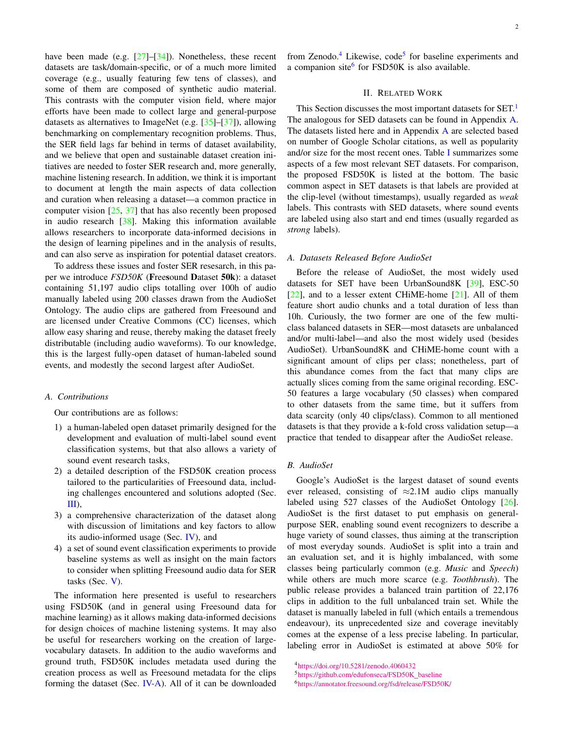have been made (e.g. [27]–[34]). Nonetheless, these recent datasets are task/domain-specific, or of a much more limited coverage (e.g., usually featuring few tens of classes), and some of them are composed of synthetic audio material. This contrasts with the computer vision field, where major efforts have been made to collect large and general-purpose datasets as alternatives to ImageNet (e.g. [35]–[37]), allowing benchmarking on complementary recognition problems. Thus, the SER field lags far behind in terms of dataset availability, and we believe that open and sustainable dataset creation initiatives are needed to foster SER research and, more generally, machine listening research. In addition, we think it is important to document at length the main aspects of data collection and curation when releasing a dataset—a common practice in computer vision [25, 37] that has also recently been proposed in audio research [38]. Making this information available allows researchers to incorporate data-informed decisions in the design of learning pipelines and in the analysis of results, and can also serve as inspiration for potential dataset creators.

To address these issues and foster SER resesarch, in this paper we introduce *FSD50K* (**F**ree**s**ound **D**ataset **50k**): a dataset containing 51,197 audio clips totalling over 100h of audio manually labeled using 200 classes drawn from the AudioSet Ontology. The audio clips are gathered from Freesound and are licensed under Creative Commons (CC) licenses, which allow easy sharing and reuse, thereby making the dataset freely distributable (including audio waveforms). To our knowledge, this is the largest fully-open dataset of human-labeled sound events, and modestly the second largest after AudioSet.

### A. Contributions

Our contributions are as follows:

1) a human-labeled open dataset primarily designed for the development and evaluation of multi-label sound event classification systems, but that also allows a variety of sound event research tasks,
2) a detailed description of the FSD50K creation process tailored to the particularities of Freesound data, including challenges encountered and solutions adopted (Sec. III),
3) a comprehensive characterization of the dataset along with discussion of limitations and key factors to allow its audio-informed usage (Sec. IV), and
4) a set of sound event classification experiments to provide baseline systems as well as insight on the main factors to consider when splitting Freesound audio data for SER tasks (Sec. V).

The information here presented is useful to researchers using FSD50K (and in general using Freesound data for machine learning) as it allows making data-informed decisions for design choices of machine listening systems. It may also be useful for researchers working on the creation of large-vocabulary datasets. In addition to the audio waveforms and ground truth, FSD50K includes metadata used during the creation process as well as Freesound metadata for the clips forming the dataset (Sec. IV-A). All of it can be downloaded from Zenodo.[4] Likewise, code[5] for baseline experiments and a companion site[6] for FSD50K is also available.

## II. Related Work

This Section discusses the most important datasets for SET.[1] The analogous for SED datasets can be found in Appendix A. The datasets listed here and in Appendix A are selected based on number of Google Scholar citations, as well as popularity and/or size for the most recent ones. Table I summarizes some aspects of a few most relevant SET datasets. For comparison, the proposed FSD50K is listed at the bottom. The basic common aspect in SET datasets is that labels are provided at the clip-level (without timestamps), usually regarded as *weak* labels. This contrasts with SED datasets, where sound events are labeled using also start and end times (usually regarded as *strong* labels).

### A. Datasets Released Before AudioSet

Before the release of AudioSet, the most widely used datasets for SET have been UrbanSound8K [39], ESC-50 [22], and to a lesser extent CHiME-home [21]. All of them feature short audio chunks and a total duration of less than 10h. Curiously, the two former are one of the few multi-class balanced datasets in SER—most datasets are unbalanced and/or multi-label—and also the most widely used (besides AudioSet). UrbanSound8K and CHiME-home count with a significant amount of clips per class; nonetheless, part of this abundance comes from the fact that many clips are actually slices coming from the same original recording. ESC-50 features a large vocabulary (50 classes) when compared to other datasets from the same time, but it suffers from data scarcity (only 40 clips/class). Common to all mentioned datasets is that they provide a k-fold cross validation setup—a practice that tended to disappear after the AudioSet release.

### B. AudioSet

Google's AudioSet is the largest dataset of sound events ever released, consisting of ≈2.1M audio clips manually labeled using 527 classes of the AudioSet Ontology [26]. AudioSet is the first dataset to put emphasis on general-purpose SER, enabling sound event recognizers to describe a huge variety of sound classes, thus aiming at the transcription of most everyday sounds. AudioSet is split into a train and an evaluation set, and it is highly imbalanced, with some classes being particularly common (e.g. *Music* and *Speech*) while others are much more scarce (e.g. *Toothbrush*). The public release provides a balanced train partition of 22,176 clips in addition to the full unbalanced train set. While the dataset is manually labeled in full (which entails a tremendous endeavour), its unprecedented size and coverage inevitably comes at the expense of a less precise labeling. In particular, labeling error in AudioSet is estimated at above 50% for

[4] https://doi.org/10.5281/zenodo.4060432
[5] https://github.com/edufonseca/FSD50K_baseline
[6] https://annotator.freesound.org/fsd/release/FSD50K/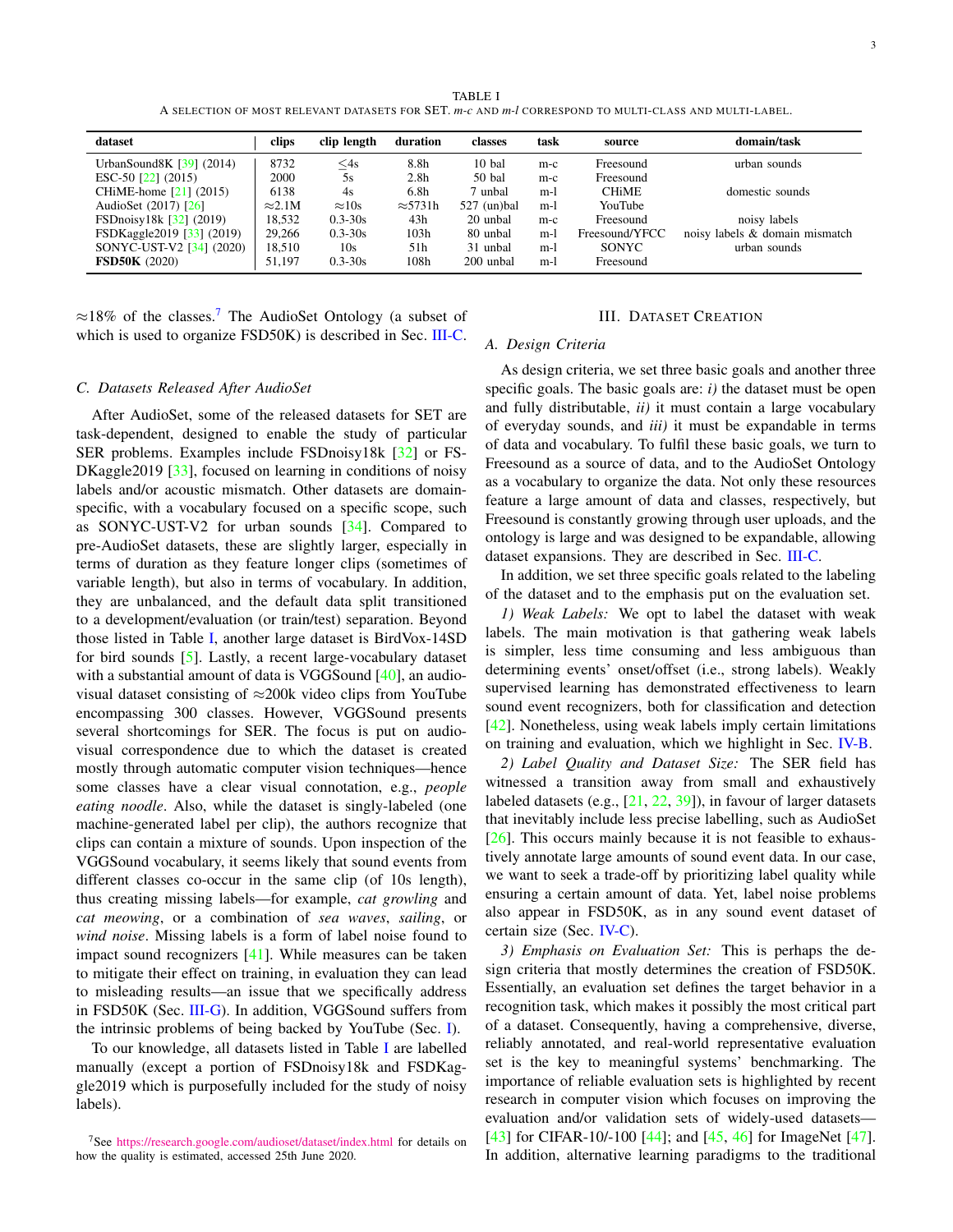TABLE I

A SELECTION OF MOST RELEVANT DATASETS FOR SET. *m-c* AND *m-l* CORRESPOND TO MULTI-CLASS AND MULTI-LABEL.

| dataset | clips | clip length | duration | classes | task | source | domain/task |
|---|---|---|---|---|---|---|---|
| UrbanSound8K [39] (2014) | 8732 | $\leq$4s | 8.8h | 10 bal | m-c | Freesound | urban sounds |
| ESC-50 [22] (2015) | 2000 | 5s | 2.8h | 50 bal | m-c | Freesound | |
| CHiME-home [21] (2015) | 6138 | 4s | 6.8h | 7 unbal | m-l | CHiME | domestic sounds |
| AudioSet (2017) [26] | $\approx$2.1M | $\approx$10s | $\approx$5731h | 527 (un)bal | m-l | YouTube | |
| FSDnoisy18k [32] (2019) | 18,532 | 0.3-30s | 43h | 20 unbal | m-c | Freesound | noisy labels |
| FSDKaggle2019 [33] (2019) | 29,266 | 0.3-30s | 103h | 80 unbal | m-l | Freesound/YFCC | noisy labels & domain mismatch |
| SONYC-UST-V2 [34] (2020) | 18,510 | 10s | 51h | 31 unbal | m-l | SONYC | urban sounds |
| **FSD50K** (2020) | 51,197 | 0.3-30s | 108h | 200 unbal | m-l | Freesound | |

$\approx$18% of the classes.[7] The AudioSet Ontology (a subset of which is used to organize FSD50K) is described in Sec. III-C.

### C. Datasets Released After AudioSet

After AudioSet, some of the released datasets for SET are task-dependent, designed to enable the study of particular SER problems. Examples include FSDnoisy18k [32] or FSDKaggle2019 [33], focused on learning in conditions of noisy labels and/or acoustic mismatch. Other datasets are domain-specific, with a vocabulary focused on a specific scope, such as SONYC-UST-V2 for urban sounds [34]. Compared to pre-AudioSet datasets, these are slightly larger, especially in terms of duration as they feature longer clips (sometimes of variable length), but also in terms of vocabulary. In addition, they are unbalanced, and the default data split transitioned to a development/evaluation (or train/test) separation. Beyond those listed in Table I, another large dataset is BirdVox-14SD for bird sounds [5]. Lastly, a recent large-vocabulary dataset with a substantial amount of data is VGGSound [40], an audio-visual dataset consisting of $\approx$200k video clips from YouTube encompassing 300 classes. However, VGGSound presents several shortcomings for SER. The focus is put on audio-visual correspondence due to which the dataset is created mostly through automatic computer vision techniques—hence some classes have a clear visual connotation, e.g., *people eating noodle*. Also, while the dataset is singly-labeled (one machine-generated label per clip), the authors recognize that clips can contain a mixture of sounds. Upon inspection of the VGGSound vocabulary, it seems likely that sound events from different classes co-occur in the same clip (of 10s length), thus creating missing labels—for example, *cat growling* and *cat meowing*, or a combination of *sea waves*, *sailing*, or *wind noise*. Missing labels is a form of label noise found to impact sound recognizers [41]. While measures can be taken to mitigate their effect on training, in evaluation they can lead to misleading results—an issue that we specifically address in FSD50K (Sec. III-G). In addition, VGGSound suffers from the intrinsic problems of being backed by YouTube (Sec. I).

To our knowledge, all datasets listed in Table I are labelled manually (except a portion of FSDnoisy18k and FSDKaggle2019 which is purposefully included for the study of noisy labels).

[7] See https://research.google.com/audioset/dataset/index.html for details on how the quality is estimated, accessed 25th June 2020.

## III. DATASET CREATION

### A. Design Criteria

As design criteria, we set three basic goals and another three specific goals. The basic goals are: *i)* the dataset must be open and fully distributable, *ii)* it must contain a large vocabulary of everyday sounds, and *iii)* it must be expandable in terms of data and vocabulary. To fulfil these basic goals, we turn to Freesound as a source of data, and to the AudioSet Ontology as a vocabulary to organize the data. Not only these resources feature a large amount of data and classes, respectively, but Freesound is constantly growing through user uploads, and the ontology is large and was designed to be expandable, allowing dataset expansions. They are described in Sec. III-C.

In addition, we set three specific goals related to the labeling of the dataset and to the emphasis put on the evaluation set.

*1) Weak Labels:* We opt to label the dataset with weak labels. The main motivation is that gathering weak labels is simpler, less time consuming and less ambiguous than determining events' onset/offset (i.e., strong labels). Weakly supervised learning has demonstrated effectiveness to learn sound event recognizers, both for classification and detection [42]. Nonetheless, using weak labels imply certain limitations on training and evaluation, which we highlight in Sec. IV-B.

*2) Label Quality and Dataset Size:* The SER field has witnessed a transition away from small and exhaustively labeled datasets (e.g., [21, 22, 39]), in favour of larger datasets that inevitably include less precise labelling, such as AudioSet [26]. This occurs mainly because it is not feasible to exhaustively annotate large amounts of sound event data. In our case, we want to seek a trade-off by prioritizing label quality while ensuring a certain amount of data. Yet, label noise problems also appear in FSD50K, as in any sound event dataset of certain size (Sec. IV-C).

*3) Emphasis on Evaluation Set:* This is perhaps the design criteria that mostly determines the creation of FSD50K. Essentially, an evaluation set defines the target behavior in a recognition task, which makes it possibly the most critical part of a dataset. Consequently, having a comprehensive, diverse, reliably annotated, and real-world representative evaluation set is the key to meaningful systems' benchmarking. The importance of reliable evaluation sets is highlighted by recent research in computer vision which focuses on improving the evaluation and/or validation sets of widely-used datasets—[43] for CIFAR-10/-100 [44]; and [45, 46] for ImageNet [47]. In addition, alternative learning paradigms to the traditional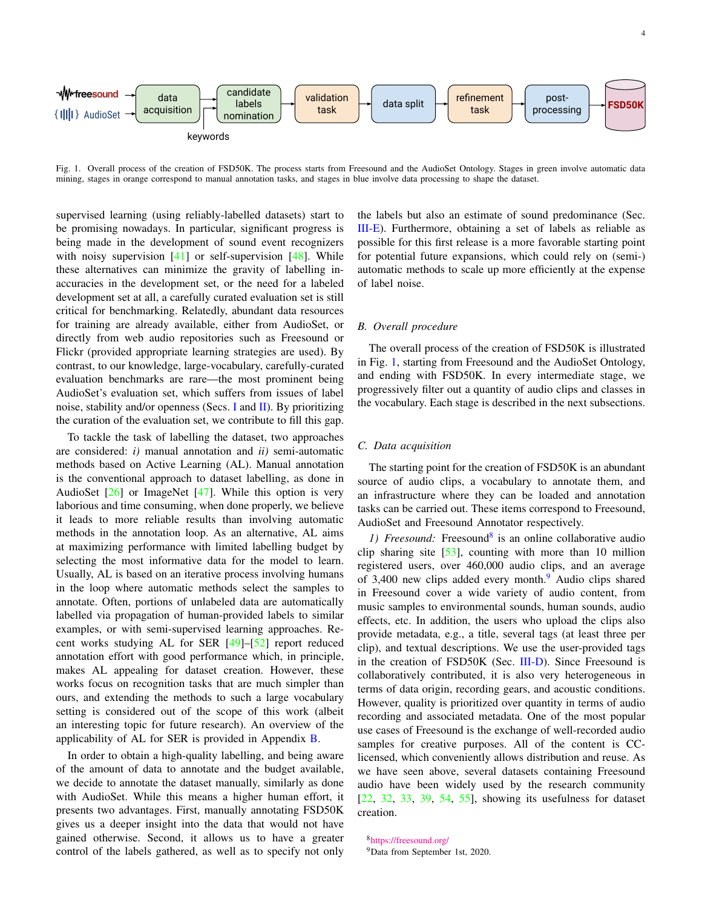Fig. 1. Overall process of the creation of FSD50K. The process starts from Freesound and the AudioSet Ontology. Stages in green involve automatic data mining, stages in orange correspond to manual annotation tasks, and stages in blue involve data processing to shape the dataset.

supervised learning (using reliably-labelled datasets) start to be promising nowadays. In particular, significant progress is being made in the development of sound event recognizers with noisy supervision [41] or self-supervision [48]. While these alternatives can minimize the gravity of labelling inaccuracies in the development set, or the need for a labeled development set at all, a carefully curated evaluation set is still critical for benchmarking. Relatedly, abundant data resources for training are already available, either from AudioSet, or directly from web audio repositories such as Freesound or Flickr (provided appropriate learning strategies are used). By contrast, to our knowledge, large-vocabulary, carefully-curated evaluation benchmarks are rare—the most prominent being AudioSet's evaluation set, which suffers from issues of label noise, stability and/or openness (Secs. I and II). By prioritizing the curation of the evaluation set, we contribute to fill this gap.

To tackle the task of labelling the dataset, two approaches are considered: *i)* manual annotation and *ii)* semi-automatic methods based on Active Learning (AL). Manual annotation is the conventional approach to dataset labelling, as done in AudioSet [26] or ImageNet [47]. While this option is very laborious and time consuming, when done properly, we believe it leads to more reliable results than involving automatic methods in the annotation loop. As an alternative, AL aims at maximizing performance with limited labelling budget by selecting the most informative data for the model to learn. Usually, AL is based on an iterative process involving humans in the loop where automatic methods select the samples to annotate. Often, portions of unlabeled data are automatically labelled via propagation of human-provided labels to similar examples, or with semi-supervised learning approaches. Recent works studying AL for SER [49]–[52] report reduced annotation effort with good performance which, in principle, makes AL appealing for dataset creation. However, these works focus on recognition tasks that are much simpler than ours, and extending the methods to such a large vocabulary setting is considered out of the scope of this work (albeit an interesting topic for future research). An overview of the applicability of AL for SER is provided in Appendix B.

In order to obtain a high-quality labelling, and being aware of the amount of data to annotate and the budget available, we decide to annotate the dataset manually, similarly as done with AudioSet. While this means a higher human effort, it presents two advantages. First, manually annotating FSD50K gives us a deeper insight into the data that would not have gained otherwise. Second, it allows us to have a greater control of the labels gathered, as well as to specify not only the labels but also an estimate of sound predominance (Sec. III-E). Furthermore, obtaining a set of labels as reliable as possible for this first release is a more favorable starting point for potential future expansions, which could rely on (semi-) automatic methods to scale up more efficiently at the expense of label noise.

### B. Overall procedure

The overall process of the creation of FSD50K is illustrated in Fig. 1, starting from Freesound and the AudioSet Ontology, and ending with FSD50K. In every intermediate stage, we progressively filter out a quantity of audio clips and classes in the vocabulary. Each stage is described in the next subsections.

### C. Data acquisition

The starting point for the creation of FSD50K is an abundant source of audio clips, a vocabulary to annotate them, and an infrastructure where they can be loaded and annotation tasks can be carried out. These items correspond to Freesound, AudioSet and Freesound Annotator respectively.

*1) Freesound:* Freesound[8] is an online collaborative audio clip sharing site [53], counting with more than 10 million registered users, over 460,000 audio clips, and an average of 3,400 new clips added every month.[9] Audio clips shared in Freesound cover a wide variety of audio content, from music samples to environmental sounds, human sounds, audio effects, etc. In addition, the users who upload the clips also provide metadata, e.g., a title, several tags (at least three per clip), and textual descriptions. We use the user-provided tags in the creation of FSD50K (Sec. III-D). Since Freesound is collaboratively contributed, it is also very heterogeneous in terms of data origin, recording gears, and acoustic conditions. However, quality is prioritized over quantity in terms of audio recording and associated metadata. One of the most popular use cases of Freesound is the exchange of well-recorded audio samples for creative purposes. All of the content is CC-licensed, which conveniently allows distribution and reuse. As we have seen above, several datasets containing Freesound audio have been widely used by the research community [22, 32, 33, 39, 54, 55], showing its usefulness for dataset creation.

[8] https://freesound.org/

[9] Data from September 1st, 2020.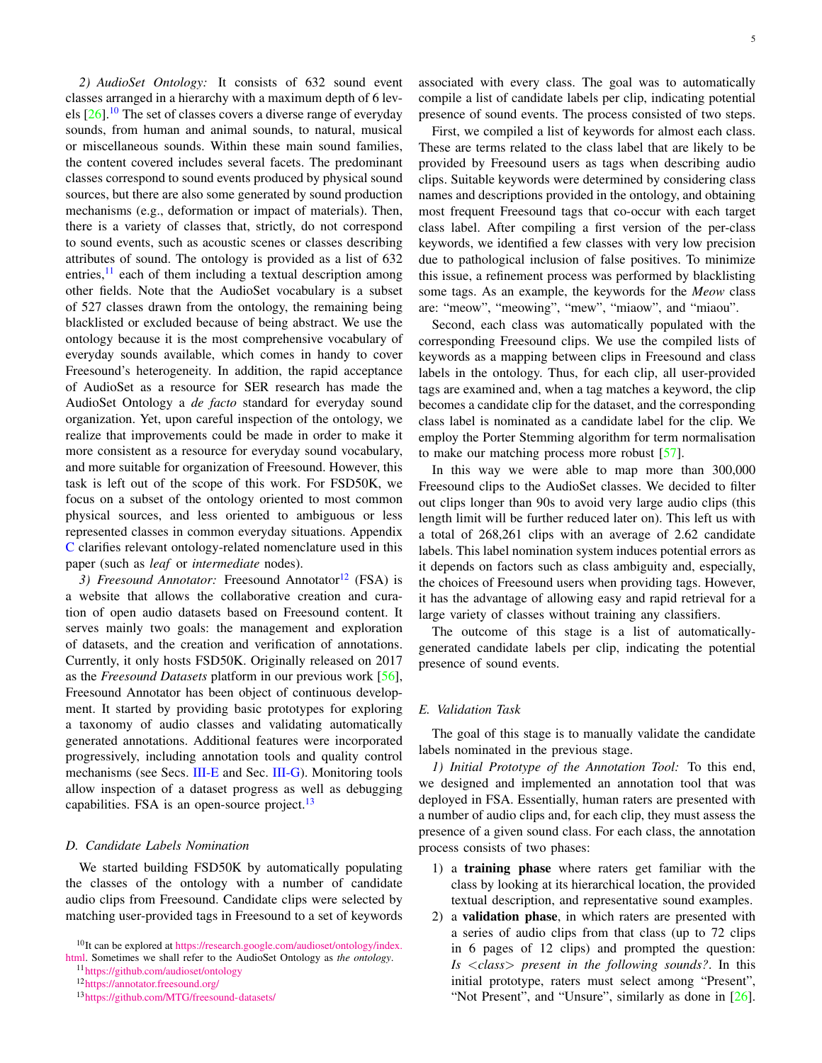*2) AudioSet Ontology:* It consists of 632 sound event classes arranged in a hierarchy with a maximum depth of 6 levels [26].[10] The set of classes covers a diverse range of everyday sounds, from human and animal sounds, to natural, musical or miscellaneous sounds. Within these main sound families, the content covered includes several facets. The predominant classes correspond to sound events produced by physical sound sources, but there are also some generated by sound production mechanisms (e.g., deformation or impact of materials). Then, there is a variety of classes that, strictly, do not correspond to sound events, such as acoustic scenes or classes describing attributes of sound. The ontology is provided as a list of 632 entries,[11] each of them including a textual description among other fields. Note that the AudioSet vocabulary is a subset of 527 classes drawn from the ontology, the remaining being blacklisted or excluded because of being abstract. We use the ontology because it is the most comprehensive vocabulary of everyday sounds available, which comes in handy to cover Freesound's heterogeneity. In addition, the rapid acceptance of AudioSet as a resource for SER research has made the AudioSet Ontology a *de facto* standard for everyday sound organization. Yet, upon careful inspection of the ontology, we realize that improvements could be made in order to make it more consistent as a resource for everyday sound vocabulary, and more suitable for organization of Freesound. However, this task is left out of the scope of this work. For FSD50K, we focus on a subset of the ontology oriented to most common physical sources, and less oriented to ambiguous or less represented classes in common everyday situations. Appendix C clarifies relevant ontology-related nomenclature used in this paper (such as *leaf* or *intermediate* nodes).

*3) Freesound Annotator:* Freesound Annotator[12] (FSA) is a website that allows the collaborative creation and curation of open audio datasets based on Freesound content. It serves mainly two goals: the management and exploration of datasets, and the creation and verification of annotations. Currently, it only hosts FSD50K. Originally released on 2017 as the *Freesound Datasets* platform in our previous work [56], Freesound Annotator has been object of continuous development. It started by providing basic prototypes for exploring a taxonomy of audio classes and validating automatically generated annotations. Additional features were incorporated progressively, including annotation tools and quality control mechanisms (see Secs. III-E and Sec. III-G). Monitoring tools allow inspection of a dataset progress as well as debugging capabilities. FSA is an open-source project.[13]

### D. Candidate Labels Nomination

We started building FSD50K by automatically populating the classes of the ontology with a number of candidate audio clips from Freesound. Candidate clips were selected by matching user-provided tags in Freesound to a set of keywords associated with every class. The goal was to automatically compile a list of candidate labels per clip, indicating potential presence of sound events. The process consisted of two steps.

First, we compiled a list of keywords for almost each class. These are terms related to the class label that are likely to be provided by Freesound users as tags when describing audio clips. Suitable keywords were determined by considering class names and descriptions provided in the ontology, and obtaining most frequent Freesound tags that co-occur with each target class label. After compiling a first version of the per-class keywords, we identified a few classes with very low precision due to pathological inclusion of false positives. To minimize this issue, a refinement process was performed by blacklisting some tags. As an example, the keywords for the *Meow* class are: "meow", "meowing", "mew", "miaow", and "miaou".

Second, each class was automatically populated with the corresponding Freesound clips. We use the compiled lists of keywords as a mapping between clips in Freesound and class labels in the ontology. Thus, for each clip, all user-provided tags are examined and, when a tag matches a keyword, the clip becomes a candidate clip for the dataset, and the corresponding class label is nominated as a candidate label for the clip. We employ the Porter Stemming algorithm for term normalisation to make our matching process more robust [57].

In this way we were able to map more than 300,000 Freesound clips to the AudioSet classes. We decided to filter out clips longer than 90s to avoid very large audio clips (this length limit will be further reduced later on). This left us with a total of 268,261 clips with an average of 2.62 candidate labels. This label nomination system induces potential errors as it depends on factors such as class ambiguity and, especially, the choices of Freesound users when providing tags. However, it has the advantage of allowing easy and rapid retrieval for a large variety of classes without training any classifiers.

The outcome of this stage is a list of automatically-generated candidate labels per clip, indicating the potential presence of sound events.

### E. Validation Task

The goal of this stage is to manually validate the candidate labels nominated in the previous stage.

*1) Initial Prototype of the Annotation Tool:* To this end, we designed and implemented an annotation tool that was deployed in FSA. Essentially, human raters are presented with a number of audio clips and, for each clip, they must assess the presence of a given sound class. For each class, the annotation process consists of two phases:

1) a **training phase** where raters get familiar with the class by looking at its hierarchical location, the provided textual description, and representative sound examples.
2) a **validation phase**, in which raters are presented with a series of audio clips from that class (up to 72 clips in 6 pages of 12 clips) and prompted the question: *Is <class> present in the following sounds?*. In this initial prototype, raters must select among "Present", "Not Present", and "Unsure", similarly as done in [26].

[10] It can be explored at https://research.google.com/audioset/ontology/index.html. Sometimes we shall refer to the AudioSet Ontology as *the ontology*.

[11] https://github.com/audioset/ontology

[12] https://annotator.freesound.org/

[13] https://github.com/MTG/freesound-datasets/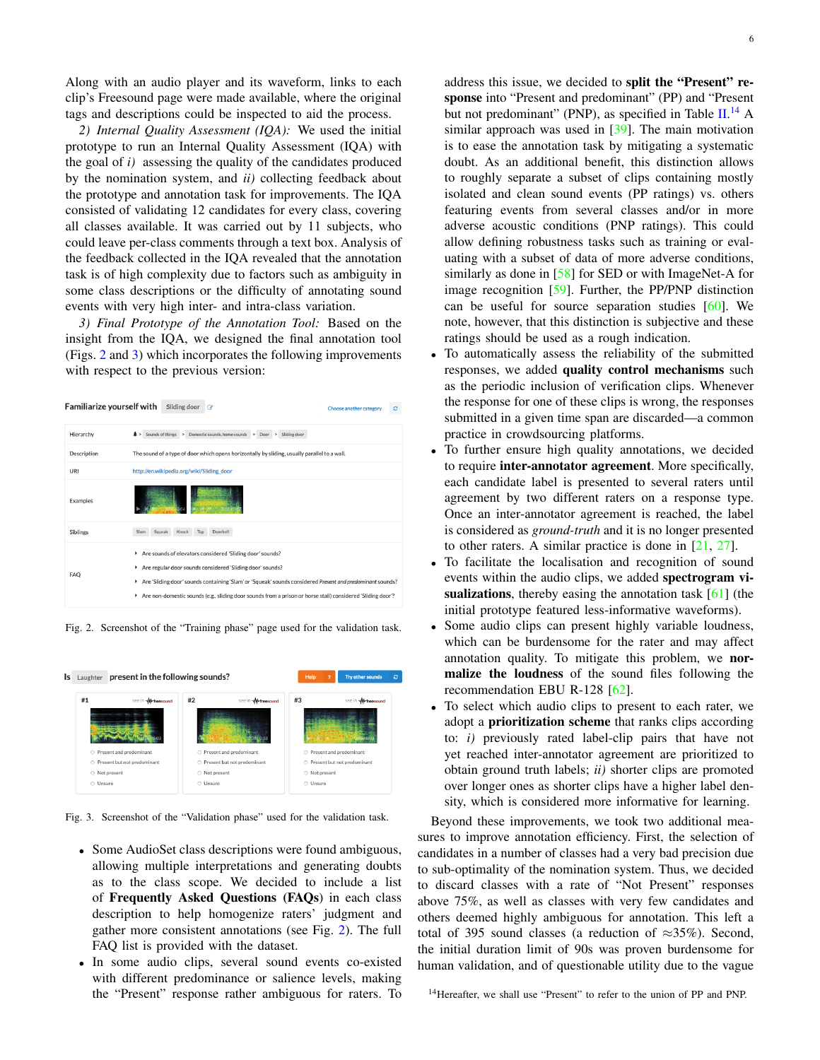Along with an audio player and its waveform, links to each clip's Freesound page were made available, where the original tags and descriptions could be inspected to aid the process.

*2) Internal Quality Assessment (IQA):* We used the initial prototype to run an Internal Quality Assessment (IQA) with the goal of *i)* assessing the quality of the candidates produced by the nomination system, and *ii)* collecting feedback about the prototype and annotation task for improvements. The IQA consisted of validating 12 candidates for every class, covering all classes available. It was carried out by 11 subjects, who could leave per-class comments through a text box. Analysis of the feedback collected in the IQA revealed that the annotation task is of high complexity due to factors such as ambiguity in some class descriptions or the difficulty of annotating sound events with very high inter- and intra-class variation.

*3) Final Prototype of the Annotation Tool:* Based on the insight from the IQA, we designed the final annotation tool (Figs. 2 and 3) which incorporates the following improvements with respect to the previous version:

Fig. 2. Screenshot of the "Training phase" page used for the validation task.

Fig. 3. Screenshot of the "Validation phase" used for the validation task.

- Some AudioSet class descriptions were found ambiguous, allowing multiple interpretations and generating doubts as to the class scope. We decided to include a list of **Frequently Asked Questions (FAQs)** in each class description to help homogenize raters' judgment and gather more consistent annotations (see Fig. 2). The full FAQ list is provided with the dataset.
- In some audio clips, several sound events co-existed with different predominance or salience levels, making the "Present" response rather ambiguous for raters. To address this issue, we decided to **split the "Present" response** into "Present and predominant" (PP) and "Present but not predominant" (PNP), as specified in Table II.[14] A similar approach was used in [39]. The main motivation is to ease the annotation task by mitigating a systematic doubt. As an additional benefit, this distinction allows to roughly separate a subset of clips containing mostly isolated and clean sound events (PP ratings) vs. others featuring events from several classes and/or in more adverse acoustic conditions (PNP ratings). This could allow defining robustness tasks such as training or evaluating with a subset of data of more adverse conditions, similarly as done in [58] for SED or with ImageNet-A for image recognition [59]. Further, the PP/PNP distinction can be useful for source separation studies [60]. We note, however, that this distinction is subjective and these ratings should be used as a rough indication.
- To automatically assess the reliability of the submitted responses, we added **quality control mechanisms** such as the periodic inclusion of verification clips. Whenever the response for one of these clips is wrong, the responses submitted in a given time span are discarded—a common practice in crowdsourcing platforms.
- To further ensure high quality annotations, we decided to require **inter-annotator agreement**. More specifically, each candidate label is presented to several raters until agreement by two different raters on a response type. Once an inter-annotator agreement is reached, the label is considered as *ground-truth* and it is no longer presented to other raters. A similar practice is done in [21, 27].
- To facilitate the localisation and recognition of sound events within the audio clips, we added **spectrogram visualizations**, thereby easing the annotation task [61] (the initial prototype featured less-informative waveforms).
- Some audio clips can present highly variable loudness, which can be burdensome for the rater and may affect annotation quality. To mitigate this problem, we **normalize the loudness** of the sound files following the recommendation EBU R-128 [62].
- To select which audio clips to present to each rater, we adopt a **prioritization scheme** that ranks clips according to: *i)* previously rated label-clip pairs that have not yet reached inter-annotator agreement are prioritized to obtain ground truth labels; *ii)* shorter clips are promoted over longer ones as shorter clips have a higher label density, which is considered more informative for learning.

Beyond these improvements, we took two additional measures to improve annotation efficiency. First, the selection of candidates in a number of classes had a very bad precision due to sub-optimality of the nomination system. Thus, we decided to discard classes with a rate of "Not Present" responses above 75%, as well as classes with very few candidates and others deemed highly ambiguous for annotation. This left a total of 395 sound classes (a reduction of ≈35%). Second, the initial duration limit of 90s was proven burdensome for human validation, and of questionable utility due to the vague

[14] Hereafter, we shall use "Present" to refer to the union of PP and PNP.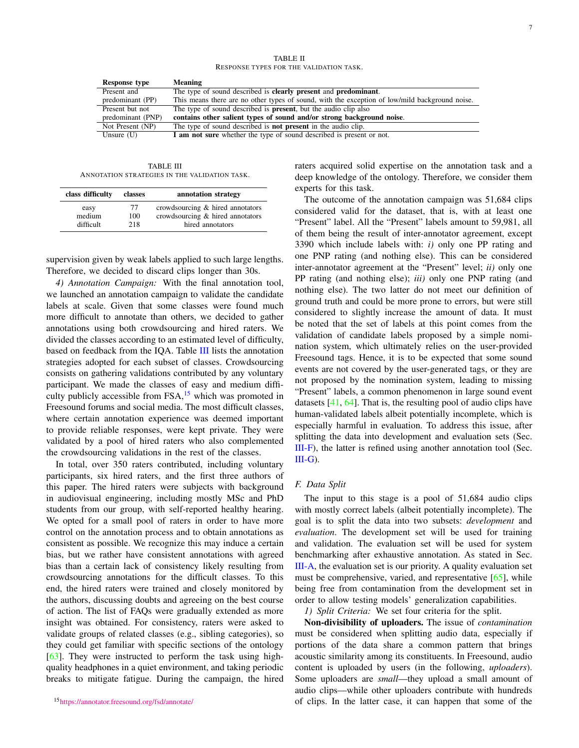TABLE II
RESPONSE TYPES FOR THE VALIDATION TASK.

| Response type | Meaning |
|---|---|
| Present and predominant (PP) | The type of sound described is **clearly present** and **predominant**. This means there are no other types of sound, with the exception of low/mild background noise. |
| Present but not predominant (PNP) | The type of sound described is **present**, but the audio clip also **contains other salient types of sound and/or strong background noise**. |
| Not Present (NP) | The type of sound described is **not present** in the audio clip. |
| Unsure (U) | **I am not sure** whether the type of sound described is present or not. |

TABLE III
ANNOTATION STRATEGIES IN THE VALIDATION TASK.

| class difficulty | classes | annotation strategy |
|---|---|---|
| easy | 77 | crowdsourcing & hired annotators |
| medium | 100 | crowdsourcing & hired annotators |
| difficult | 218 | hired annotators |

supervision given by weak labels applied to such large lengths. Therefore, we decided to discard clips longer than 30s.

*4) Annotation Campaign:* With the final annotation tool, we launched an annotation campaign to validate the candidate labels at scale. Given that some classes were found much more difficult to annotate than others, we decided to gather annotations using both crowdsourcing and hired raters. We divided the classes according to an estimated level of difficulty, based on feedback from the IQA. Table III lists the annotation strategies adopted for each subset of classes. Crowdsourcing consists on gathering validations contributed by any voluntary participant. We made the classes of easy and medium difficulty publicly accessible from FSA,[15] which was promoted in Freesound forums and social media. The most difficult classes, where certain annotation experience was deemed important to provide reliable responses, were kept private. They were validated by a pool of hired raters who also complemented the crowdsourcing validations in the rest of the classes.

In total, over 350 raters contributed, including voluntary participants, six hired raters, and the first three authors of this paper. The hired raters were subjects with background in audiovisual engineering, including mostly MSc and PhD students from our group, with self-reported healthy hearing. We opted for a small pool of raters in order to have more control on the annotation process and to obtain annotations as consistent as possible. We recognize this may induce a certain bias, but we rather have consistent annotations with agreed bias than a certain lack of consistency likely resulting from crowdsourcing annotations for the difficult classes. To this end, the hired raters were trained and closely monitored by the authors, discussing doubts and agreeing on the best course of action. The list of FAQs were gradually extended as more insight was obtained. For consistency, raters were asked to validate groups of related classes (e.g., sibling categories), so they could get familiar with specific sections of the ontology [63]. They were instructed to perform the task using high-quality headphones in a quiet environment, and taking periodic breaks to mitigate fatigue. During the campaign, the hired raters acquired solid expertise on the annotation task and a deep knowledge of the ontology. Therefore, we consider them experts for this task.

The outcome of the annotation campaign was 51,684 clips considered valid for the dataset, that is, with at least one "Present" label. All the "Present" labels amount to 59,981, all of them being the result of inter-annotator agreement, except 3390 which include labels with: *i)* only one PP rating and one PNP rating (and nothing else). This can be considered inter-annotator agreement at the "Present" level; *ii)* only one PP rating (and nothing else); *iii)* only one PNP rating (and nothing else). The two latter do not meet our definition of ground truth and could be more prone to errors, but were still considered to slightly increase the amount of data. It must be noted that the set of labels at this point comes from the validation of candidate labels proposed by a simple nomination system, which ultimately relies on the user-provided Freesound tags. Hence, it is to be expected that some sound events are not covered by the user-generated tags, or they are not proposed by the nomination system, leading to missing "Present" labels, a common phenomenon in large sound event datasets [41, 64]. That is, the resulting pool of audio clips have human-validated labels albeit potentially incomplete, which is especially harmful in evaluation. To address this issue, after splitting the data into development and evaluation sets (Sec. III-F), the latter is refined using another annotation tool (Sec. III-G).

### F. Data Split

The input to this stage is a pool of 51,684 audio clips with mostly correct labels (albeit potentially incomplete). The goal is to split the data into two subsets: *development* and *evaluation*. The development set will be used for training and validation. The evaluation set will be used for system benchmarking after exhaustive annotation. As stated in Sec. III-A, the evaluation set is our priority. A quality evaluation set must be comprehensive, varied, and representative [65], while being free from contamination from the development set in order to allow testing models' generalization capabilities.

*1) Split Criteria:* We set four criteria for the split.

**Non-divisibility of uploaders.** The issue of *contamination* must be considered when splitting audio data, especially if portions of the data share a common pattern that brings acoustic similarity among its constituents. In Freesound, audio content is uploaded by users (in the following, *uploaders*). Some uploaders are *small*—they upload a small amount of audio clips—while other uploaders contribute with hundreds of clips. In the latter case, it can happen that some of the

[15] https://annotator.freesound.org/fsd/annotate/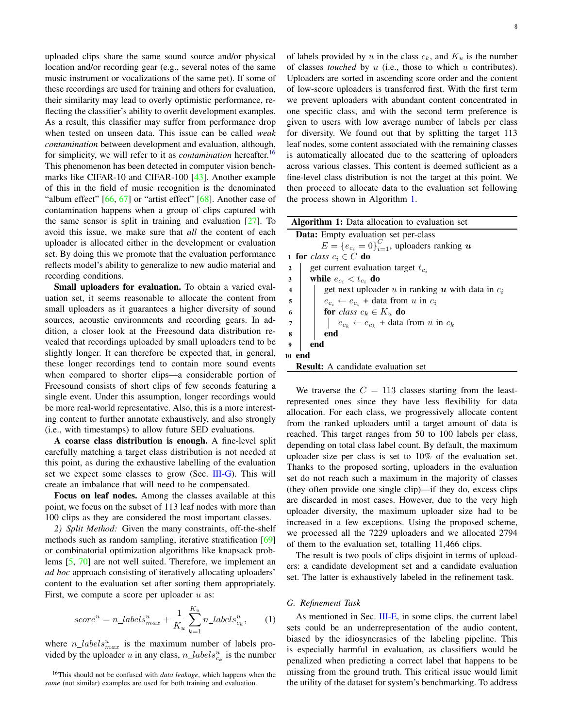uploaded clips share the same sound source and/or physical location and/or recording gear (e.g., several notes of the same music instrument or vocalizations of the same pet). If some of these recordings are used for training and others for evaluation, their similarity may lead to overly optimistic performance, reflecting the classifier's ability to overfit development examples. As a result, this classifier may suffer from performance drop when tested on unseen data. This issue can be called *weak contamination* between development and evaluation, although, for simplicity, we will refer to it as *contamination* hereafter.[16] This phenomenon has been detected in computer vision benchmarks like CIFAR-10 and CIFAR-100 [43]. Another example of this in the field of music recognition is the denominated "album effect" [66, 67] or "artist effect" [68]. Another case of contamination happens when a group of clips captured with the same sensor is split in training and evaluation [27]. To avoid this issue, we make sure that *all* the content of each uploader is allocated either in the development or evaluation set. By doing this we promote that the evaluation performance reflects model's ability to generalize to new audio material and recording conditions.

**Small uploaders for evaluation.** To obtain a varied evaluation set, it seems reasonable to allocate the content from small uploaders as it guarantees a higher diversity of sound sources, acoustic environments and recording gears. In addition, a closer look at the Freesound data distribution revealed that recordings uploaded by small uploaders tend to be slightly longer. It can therefore be expected that, in general, these longer recordings tend to contain more sound events when compared to shorter clips—a considerable portion of Freesound consists of short clips of few seconds featuring a single event. Under this assumption, longer recordings would be more real-world representative. Also, this is a more interesting content to further annotate exhaustively, and also strongly (i.e., with timestamps) to allow future SED evaluations.

**A coarse class distribution is enough.** A fine-level split carefully matching a target class distribution is not needed at this point, as during the exhaustive labelling of the evaluation set we expect some classes to grow (Sec. III-G). This will create an imbalance that will need to be compensated.

**Focus on leaf nodes.** Among the classes available at this point, we focus on the subset of 113 leaf nodes with more than 100 clips as they are considered the most important classes.

*2) Split Method:* Given the many constraints, off-the-shelf methods such as random sampling, iterative stratification [69] or combinatorial optimization algorithms like knapsack problems [5, 70] are not well suited. Therefore, we implement an *ad hoc* approach consisting of iteratively allocating uploaders' content to the evaluation set after sorting them appropriately. First, we compute a score per uploader $u$ as:

$$score^u = n\_labels^u_{max} + \frac{1}{K_u}\sum_{k=1}^{K_u} n\_labels^u_{c_k}, \qquad (1)$$

where $n\_labels^u_{max}$ is the maximum number of labels provided by the uploader $u$ in any class, $n\_labels^u_{c_k}$ is the number of labels provided by $u$ in the class $c_k$, and $K_u$ is the number of classes *touched* by $u$ (i.e., those to which $u$ contributes). Uploaders are sorted in ascending score order and the content of low-score uploaders is transferred first. With the first term we prevent uploaders with abundant content concentrated in one specific class, and with the second term preference is given to users with low average number of labels per class for diversity. We found out that by splitting the target 113 leaf nodes, some content associated with the remaining classes is automatically allocated due to the scattering of uploaders across various classes. This content is deemed sufficient as a fine-level class distribution is not the target at this point. We then proceed to allocate data to the evaluation set following the process shown in Algorithm 1.

**Algorithm 1:** Data allocation to evaluation set

```
Data: Empty evaluation set per-class
      E = {e_{c_i} = 0}_{i=1}^{C}, uploaders ranking u
1  for class c_i ∈ C do
2      get current evaluation target t_{c_i}
3      while e_{c_i} < t_{c_i} do
4          get next uploader u in ranking u with data in c_i
5          e_{c_i} ← e_{c_i} + data from u in c_i
6          for class c_k ∈ K_u do
7              e_{c_k} ← e_{c_k} + data from u in c_k
8          end
9      end
10 end
Result: A candidate evaluation set
```

We traverse the $C = 113$ classes starting from the least-represented ones since they have less flexibility for data allocation. For each class, we progressively allocate content from the ranked uploaders until a target amount of data is reached. This target ranges from 50 to 100 labels per class, depending on total class label count. By default, the maximum uploader size per class is set to 10% of the evaluation set. Thanks to the proposed sorting, uploaders in the evaluation set do not reach such a maximum in the majority of classes (they often provide one single clip)—if they do, excess clips are discarded in most cases. However, due to the very high uploader diversity, the maximum uploader size had to be increased in a few exceptions. Using the proposed scheme, we processed all the 7229 uploaders and we allocated 2794 of them to the evaluation set, totalling 11,466 clips.

The result is two pools of clips disjoint in terms of uploaders: a candidate development set and a candidate evaluation set. The latter is exhaustively labeled in the refinement task.

### G. Refinement Task

As mentioned in Sec. III-E, in some clips, the current label sets could be an underrepresentation of the audio content, biased by the idiosyncrasies of the labeling pipeline. This is especially harmful in evaluation, as classifiers would be penalized when predicting a correct label that happens to be missing from the ground truth. This critical issue would limit the utility of the dataset for system's benchmarking. To address

[16] This should not be confused with *data leakage*, which happens when the *same* (not similar) examples are used for both training and evaluation.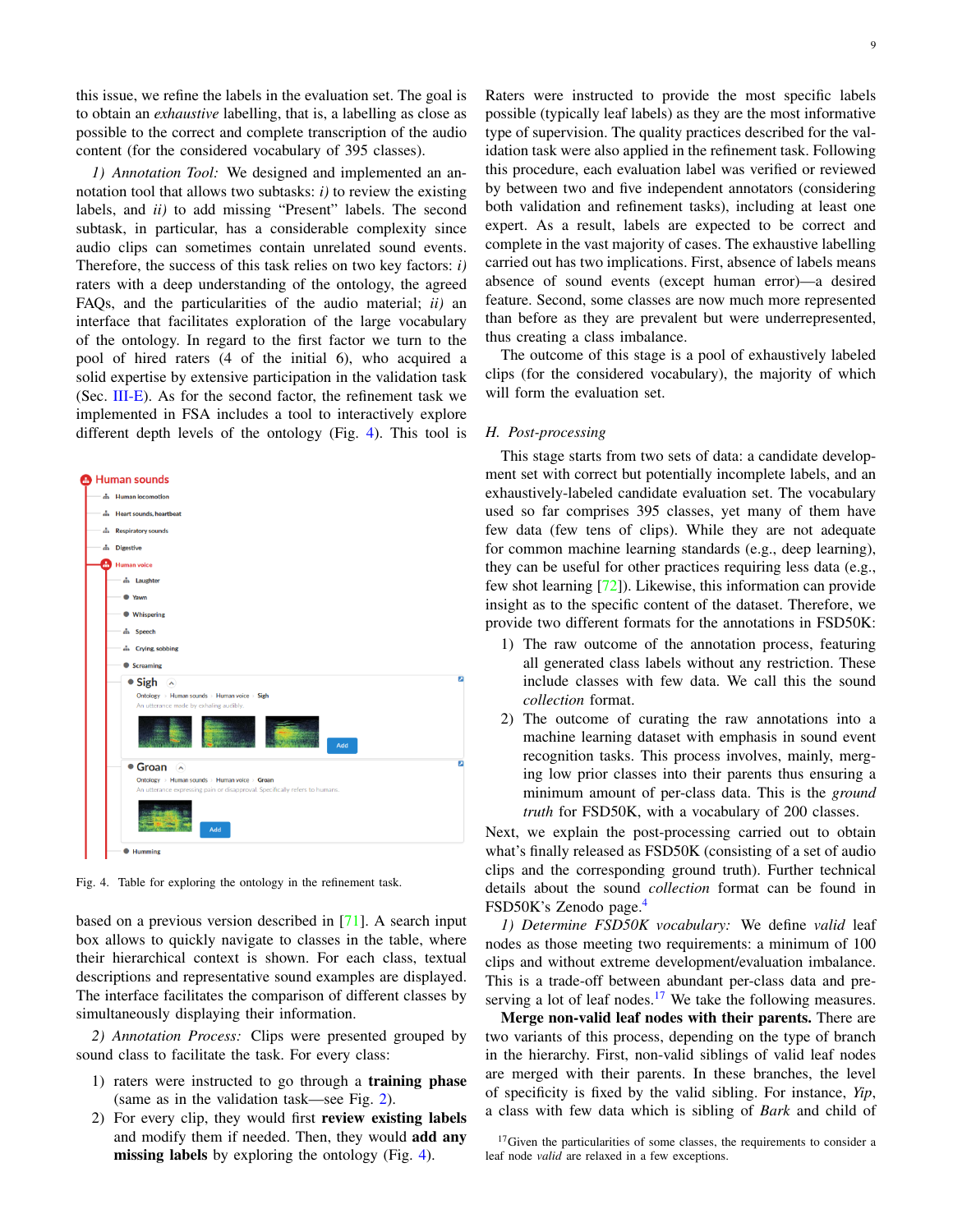this issue, we refine the labels in the evaluation set. The goal is to obtain an *exhaustive* labelling, that is, a labelling as close as possible to the correct and complete transcription of the audio content (for the considered vocabulary of 395 classes).

*1) Annotation Tool:* We designed and implemented an annotation tool that allows two subtasks: *i)* to review the existing labels, and *ii)* to add missing "Present" labels. The second subtask, in particular, has a considerable complexity since audio clips can sometimes contain unrelated sound events. Therefore, the success of this task relies on two key factors: *i)* raters with a deep understanding of the ontology, the agreed FAQs, and the particularities of the audio material; *ii)* an interface that facilitates exploration of the large vocabulary of the ontology. In regard to the first factor we turn to the pool of hired raters (4 of the initial 6), who acquired a solid expertise by extensive participation in the validation task (Sec. III-E). As for the second factor, the refinement task we implemented in FSA includes a tool to interactively explore different depth levels of the ontology (Fig. 4). This tool is based on a previous version described in [71]. A search input box allows to quickly navigate to classes in the table, where their hierarchical context is shown. For each class, textual descriptions and representative sound examples are displayed. The interface facilitates the comparison of different classes by simultaneously displaying their information.

Fig. 4. Table for exploring the ontology in the refinement task.

*2) Annotation Process:* Clips were presented grouped by sound class to facilitate the task. For every class:

1) raters were instructed to go through a **training phase** (same as in the validation task—see Fig. 2).
2) For every clip, they would first **review existing labels** and modify them if needed. Then, they would **add any missing labels** by exploring the ontology (Fig. 4).

Raters were instructed to provide the most specific labels possible (typically leaf labels) as they are the most informative type of supervision. The quality practices described for the validation task were also applied in the refinement task. Following this procedure, each evaluation label was verified or reviewed by between two and five independent annotators (considering both validation and refinement tasks), including at least one expert. As a result, labels are expected to be correct and complete in the vast majority of cases. The exhaustive labelling carried out has two implications. First, absence of labels means absence of sound events (except human error)—a desired feature. Second, some classes are now much more represented than before as they are prevalent but were underrepresented, thus creating a class imbalance.

The outcome of this stage is a pool of exhaustively labeled clips (for the considered vocabulary), the majority of which will form the evaluation set.

### H. Post-processing

This stage starts from two sets of data: a candidate development set with correct but potentially incomplete labels, and an exhaustively-labeled candidate evaluation set. The vocabulary used so far comprises 395 classes, yet many of them have few data (few tens of clips). While they are not adequate for common machine learning standards (e.g., deep learning), they can be useful for other practices requiring less data (e.g., few shot learning [72]). Likewise, this information can provide insight as to the specific content of the dataset. Therefore, we provide two different formats for the annotations in FSD50K:

1) The raw outcome of the annotation process, featuring all generated class labels without any restriction. These include classes with few data. We call this the sound *collection* format.
2) The outcome of curating the raw annotations into a machine learning dataset with emphasis in sound event recognition tasks. This process involves, mainly, merging low prior classes into their parents thus ensuring a minimum amount of per-class data. This is the *ground truth* for FSD50K, with a vocabulary of 200 classes.

Next, we explain the post-processing carried out to obtain what's finally released as FSD50K (consisting of a set of audio clips and the corresponding ground truth). Further technical details about the sound *collection* format can be found in FSD50K's Zenodo page.[4]

*1) Determine FSD50K vocabulary:* We define *valid* leaf nodes as those meeting two requirements: a minimum of 100 clips and without extreme development/evaluation imbalance. This is a trade-off between abundant per-class data and preserving a lot of leaf nodes.[17] We take the following measures. **Merge non-valid leaf nodes with their parents.** There are two variants of this process, depending on the type of branch in the hierarchy. First, non-valid siblings of valid leaf nodes are merged with their parents. In these branches, the level of specificity is fixed by the valid sibling. For instance, *Yip*, a class with few data which is sibling of *Bark* and child of

[17]Given the particularities of some classes, the requirements to consider a leaf node *valid* are relaxed in a few exceptions.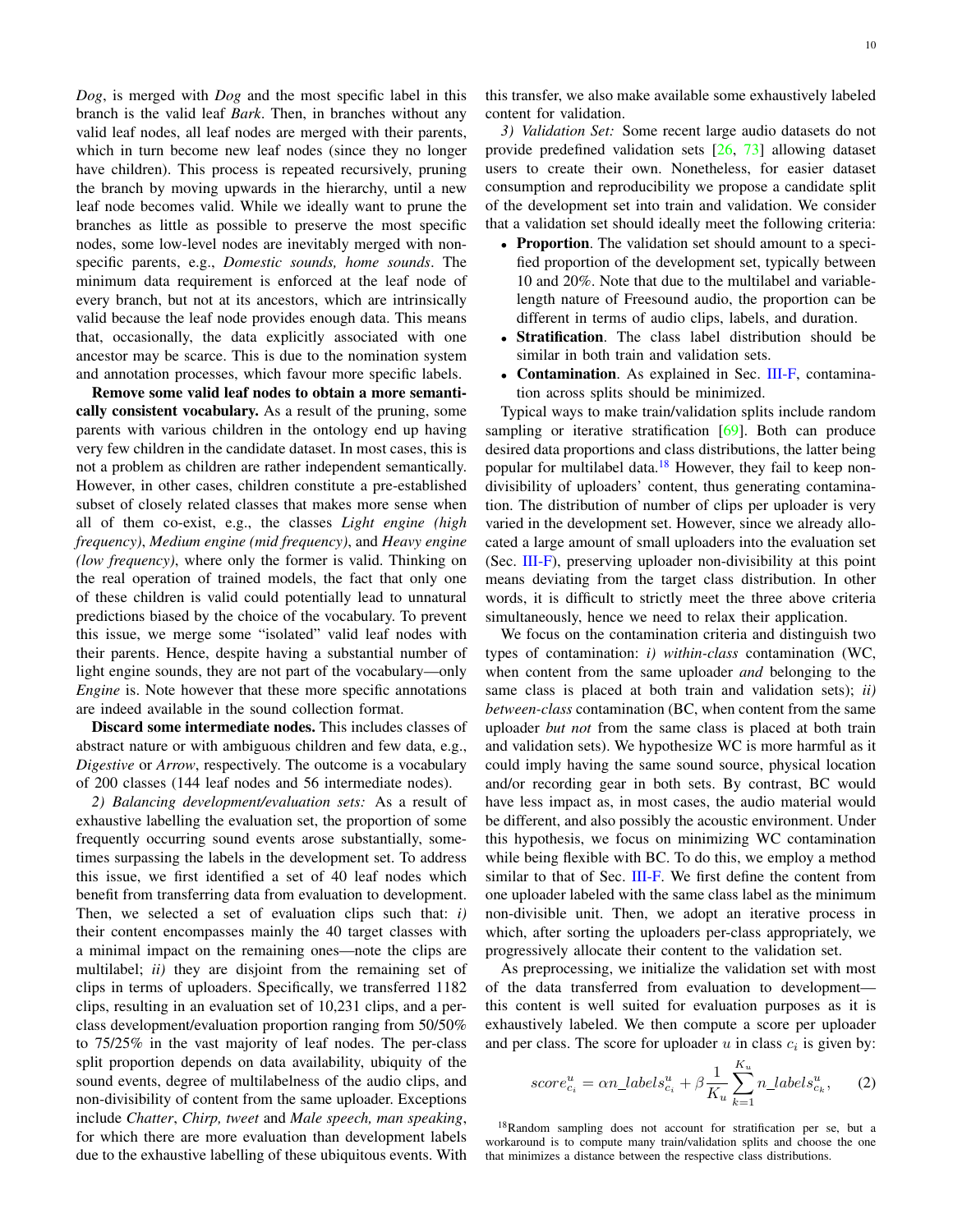*Dog*, is merged with *Dog* and the most specific label in this branch is the valid leaf *Bark*. Then, in branches without any valid leaf nodes, all leaf nodes are merged with their parents, which in turn become new leaf nodes (since they no longer have children). This process is repeated recursively, pruning the branch by moving upwards in the hierarchy, until a new leaf node becomes valid. While we ideally want to prune the branches as little as possible to preserve the most specific nodes, some low-level nodes are inevitably merged with non-specific parents, e.g., *Domestic sounds, home sounds*. The minimum data requirement is enforced at the leaf node of every branch, but not at its ancestors, which are intrinsically valid because the leaf node provides enough data. This means that, occasionally, the data explicitly associated with one ancestor may be scarce. This is due to the nomination system and annotation processes, which favour more specific labels.

**Remove some valid leaf nodes to obtain a more semantically consistent vocabulary.** As a result of the pruning, some parents with various children in the ontology end up having very few children in the candidate dataset. In most cases, this is not a problem as children are rather independent semantically. However, in other cases, children constitute a pre-established subset of closely related classes that makes more sense when all of them co-exist, e.g., the classes *Light engine (high frequency)*, *Medium engine (mid frequency)*, and *Heavy engine (low frequency)*, where only the former is valid. Thinking on the real operation of trained models, the fact that only one of these children is valid could potentially lead to unnatural predictions biased by the choice of the vocabulary. To prevent this issue, we merge some "isolated" valid leaf nodes with their parents. Hence, despite having a substantial number of light engine sounds, they are not part of the vocabulary—only *Engine* is. Note however that these more specific annotations are indeed available in the sound collection format.

**Discard some intermediate nodes.** This includes classes of abstract nature or with ambiguous children and few data, e.g., *Digestive* or *Arrow*, respectively. The outcome is a vocabulary of 200 classes (144 leaf nodes and 56 intermediate nodes).

*2) Balancing development/evaluation sets:* As a result of exhaustive labelling the evaluation set, the proportion of some frequently occurring sound events arose substantially, sometimes surpassing the labels in the development set. To address this issue, we first identified a set of 40 leaf nodes which benefit from transferring data from evaluation to development. Then, we selected a set of evaluation clips such that: *i)* their content encompasses mainly the 40 target classes with a minimal impact on the remaining ones—note the clips are multilabel; *ii)* they are disjoint from the remaining set of clips in terms of uploaders. Specifically, we transferred 1182 clips, resulting in an evaluation set of 10,231 clips, and a per-class development/evaluation proportion ranging from 50/50% to 75/25% in the vast majority of leaf nodes. The per-class split proportion depends on data availability, ubiquity of the sound events, degree of multilabelness of the audio clips, and non-divisibility of content from the same uploader. Exceptions include *Chatter*, *Chirp, tweet* and *Male speech, man speaking*, for which there are more evaluation than development labels due to the exhaustive labelling of these ubiquitous events. With this transfer, we also make available some exhaustively labeled content for validation.

*3) Validation Set:* Some recent large audio datasets do not provide predefined validation sets [26, 73] allowing dataset users to create their own. Nonetheless, for easier dataset consumption and reproducibility we propose a candidate split of the development set into train and validation. We consider that a validation set should ideally meet the following criteria:

- **Proportion**. The validation set should amount to a specified proportion of the development set, typically between 10 and 20%. Note that due to the multilabel and variable-length nature of Freesound audio, the proportion can be different in terms of audio clips, labels, and duration.
- **Stratification**. The class label distribution should be similar in both train and validation sets.
- **Contamination**. As explained in Sec. III-F, contamination across splits should be minimized.

Typical ways to make train/validation splits include random sampling or iterative stratification [69]. Both can produce desired data proportions and class distributions, the latter being popular for multilabel data.[18] However, they fail to keep non-divisibility of uploaders' content, thus generating contamination. The distribution of number of clips per uploader is very varied in the development set. However, since we already allocated a large amount of small uploaders into the evaluation set (Sec. III-F), preserving uploader non-divisibility at this point means deviating from the target class distribution. In other words, it is difficult to strictly meet the three above criteria simultaneously, hence we need to relax their application.

We focus on the contamination criteria and distinguish two types of contamination: *i) within-class* contamination (WC, when content from the same uploader *and* belonging to the same class is placed at both train and validation sets); *ii) between-class* contamination (BC, when content from the same uploader *but not* from the same class is placed at both train and validation sets). We hypothesize WC is more harmful as it could imply having the same sound source, physical location and/or recording gear in both sets. By contrast, BC would have less impact as, in most cases, the audio material would be different, and also possibly the acoustic environment. Under this hypothesis, we focus on minimizing WC contamination while being flexible with BC. To do this, we employ a method similar to that of Sec. III-F. We first define the content from one uploader labeled with the same class label as the minimum non-divisible unit. Then, we adopt an iterative process in which, after sorting the uploaders per-class appropriately, we progressively allocate their content to the validation set.

As preprocessing, we initialize the validation set with most of the data transferred from evaluation to development—this content is well suited for evaluation purposes as it is exhaustively labeled. We then compute a score per uploader and per class. The score for uploader $u$ in class $c_i$ is given by:

$$score^{u}_{c_i} = \alpha n\_labels^{u}_{c_i} + \beta \frac{1}{K_u} \sum_{k=1}^{K_u} n\_labels^{u}_{c_k}, \qquad (2)$$

[18] Random sampling does not account for stratification per se, but a workaround is to compute many train/validation splits and choose the one that minimizes a distance between the respective class distributions.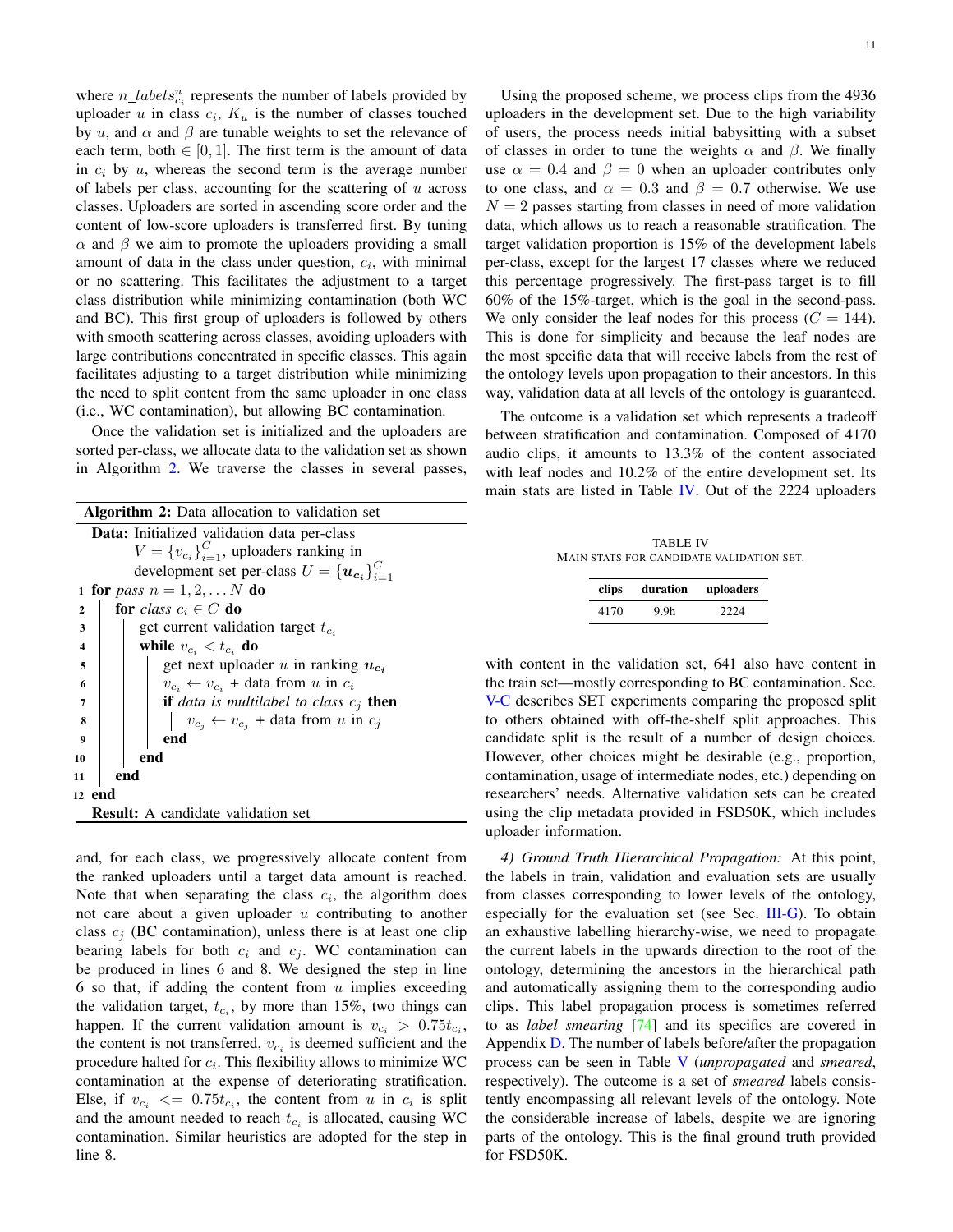where $n\_labels^u_{c_i}$ represents the number of labels provided by uploader $u$ in class $c_i$, $K_u$ is the number of classes touched by $u$, and $\alpha$ and $\beta$ are tunable weights to set the relevance of each term, both $\in [0, 1]$. The first term is the amount of data in $c_i$ by $u$, whereas the second term is the average number of labels per class, accounting for the scattering of $u$ across classes. Uploaders are sorted in ascending score order and the content of low-score uploaders is transferred first. By tuning $\alpha$ and $\beta$ we aim to promote the uploaders providing a small amount of data in the class under question, $c_i$, with minimal or no scattering. This facilitates the adjustment to a target class distribution while minimizing contamination (both WC and BC). This first group of uploaders is followed by others with smooth scattering across classes, avoiding uploaders with large contributions concentrated in specific classes. This again facilitates adjusting to a target distribution while minimizing the need to split content from the same uploader in one class (i.e., WC contamination), but allowing BC contamination.

Once the validation set is initialized and the uploaders are sorted per-class, we allocate data to the validation set as shown in Algorithm 2. We traverse the classes in several passes,

**Algorithm 2:** Data allocation to validation set

```
Data: Initialized validation data per-class
      V = {v_{c_i}}_{i=1}^C, uploaders ranking in
      development set per-class U = {u_{c_i}}_{i=1}^C
1  for pass n = 1, 2, ... N do
2      for class c_i ∈ C do
3          get current validation target t_{c_i}
4          while v_{c_i} < t_{c_i} do
5              get next uploader u in ranking u_{c_i}
6              v_{c_i} ← v_{c_i} + data from u in c_i
7              if data is multilabel to class c_j then
8                  v_{c_j} ← v_{c_j} + data from u in c_j
9              end
10         end
11     end
12 end
Result: A candidate validation set
```

and, for each class, we progressively allocate content from the ranked uploaders until a target data amount is reached. Note that when separating the class $c_i$, the algorithm does not care about a given uploader $u$ contributing to another class $c_j$ (BC contamination), unless there is at least one clip bearing labels for both $c_i$ and $c_j$. WC contamination can be produced in lines 6 and 8. We designed the step in line 6 so that, if adding the content from $u$ implies exceeding the validation target, $t_{c_i}$, by more than 15%, two things can happen. If the current validation amount is $v_{c_i} > 0.75t_{c_i}$, the content is not transferred, $v_{c_i}$ is deemed sufficient and the procedure halted for $c_i$. This flexibility allows to minimize WC contamination at the expense of deteriorating stratification. Else, if $v_{c_i} <= 0.75t_{c_i}$, the content from $u$ in $c_i$ is split and the amount needed to reach $t_{c_i}$ is allocated, causing WC contamination. Similar heuristics are adopted for the step in line 8.

Using the proposed scheme, we process clips from the 4936 uploaders in the development set. Due to the high variability of users, the process needs initial babysitting with a subset of classes in order to tune the weights $\alpha$ and $\beta$. We finally use $\alpha = 0.4$ and $\beta = 0$ when an uploader contributes only to one class, and $\alpha = 0.3$ and $\beta = 0.7$ otherwise. We use $N = 2$ passes starting from classes in need of more validation data, which allows us to reach a reasonable stratification. The target validation proportion is 15% of the development labels per-class, except for the largest 17 classes where we reduced this percentage progressively. The first-pass target is to fill 60% of the 15%-target, which is the goal in the second-pass. We only consider the leaf nodes for this process ($C = 144$). This is done for simplicity and because the leaf nodes are the most specific data that will receive labels from the rest of the ontology levels upon propagation to their ancestors. In this way, validation data at all levels of the ontology is guaranteed.

The outcome is a validation set which represents a tradeoff between stratification and contamination. Composed of 4170 audio clips, it amounts to 13.3% of the content associated with leaf nodes and 10.2% of the entire development set. Its main stats are listed in Table IV. Out of the 2224 uploaders with content in the validation set, 641 also have content in the train set—mostly corresponding to BC contamination. Sec. V-C describes SET experiments comparing the proposed split to others obtained with off-the-shelf split approaches. This candidate split is the result of a number of design choices. However, other choices might be desirable (e.g., proportion, contamination, usage of intermediate nodes, etc.) depending on researchers' needs. Alternative validation sets can be created using the clip metadata provided in FSD50K, which includes uploader information.

TABLE IV
MAIN STATS FOR CANDIDATE VALIDATION SET.

| clips | duration | uploaders |
|---|---|---|
| 4170 | 9.9h | 2224 |

*4) Ground Truth Hierarchical Propagation:* At this point, the labels in train, validation and evaluation sets are usually from classes corresponding to lower levels of the ontology, especially for the evaluation set (see Sec. III-G). To obtain an exhaustive labelling hierarchy-wise, we need to propagate the current labels in the upwards direction to the root of the ontology, determining the ancestors in the hierarchical path and automatically assigning them to the corresponding audio clips. This label propagation process is sometimes referred to as *label smearing* [74] and its specifics are covered in Appendix D. The number of labels before/after the propagation process can be seen in Table V (*unpropagated* and *smeared*, respectively). The outcome is a set of *smeared* labels consistently encompassing all relevant levels of the ontology. Note the considerable increase of labels, despite we are ignoring parts of the ontology. This is the final ground truth provided for FSD50K.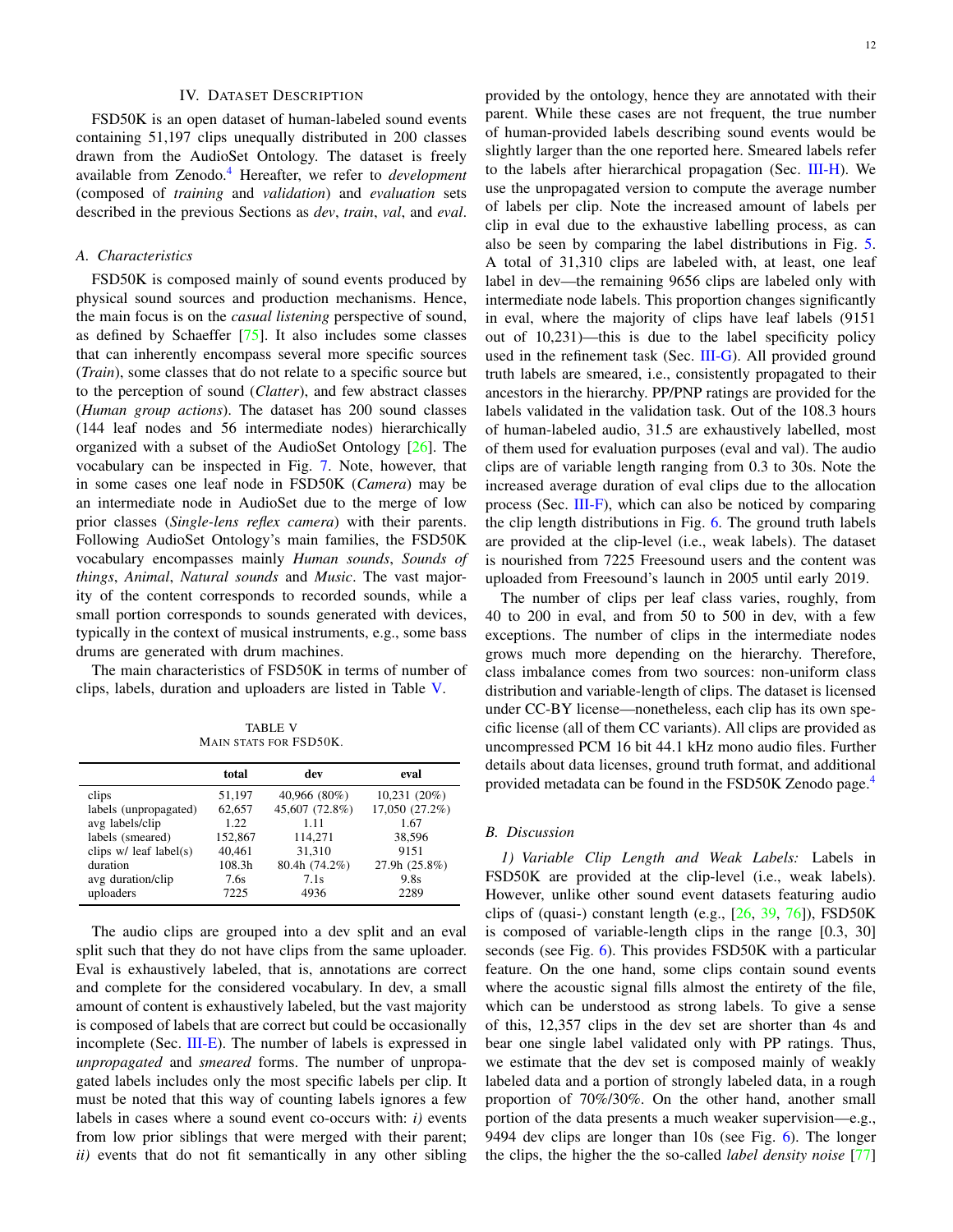## IV. Dataset Description

FSD50K is an open dataset of human-labeled sound events containing 51,197 clips unequally distributed in 200 classes drawn from the AudioSet Ontology. The dataset is freely available from Zenodo.[4] Hereafter, we refer to *development* (composed of *training* and *validation*) and *evaluation* sets described in the previous Sections as *dev*, *train*, *val*, and *eval*.

### A. Characteristics

FSD50K is composed mainly of sound events produced by physical sound sources and production mechanisms. Hence, the main focus is on the *casual listening* perspective of sound, as defined by Schaeffer [75]. It also includes some classes that can inherently encompass several more specific sources (*Train*), some classes that do not relate to a specific source but to the perception of sound (*Clatter*), and few abstract classes (*Human group actions*). The dataset has 200 sound classes (144 leaf nodes and 56 intermediate nodes) hierarchically organized with a subset of the AudioSet Ontology [26]. The vocabulary can be inspected in Fig. 7. Note, however, that in some cases one leaf node in FSD50K (*Camera*) may be an intermediate node in AudioSet due to the merge of low prior classes (*Single-lens reflex camera*) with their parents. Following AudioSet Ontology's main families, the FSD50K vocabulary encompasses mainly *Human sounds*, *Sounds of things*, *Animal*, *Natural sounds* and *Music*. The vast majority of the content corresponds to recorded sounds, while a small portion corresponds to sounds generated with devices, typically in the context of musical instruments, e.g., some bass drums are generated with drum machines.

The main characteristics of FSD50K in terms of number of clips, labels, duration and uploaders are listed in Table V.

TABLE V
MAIN STATS FOR FSD50K.

| | total | dev | eval |
|---|---|---|---|
| clips | 51,197 | 40,966 (80%) | 10,231 (20%) |
| labels (unpropagated) | 62,657 | 45,607 (72.8%) | 17,050 (27.2%) |
| avg labels/clip | 1.22 | 1.11 | 1.67 |
| labels (smeared) | 152,867 | 114,271 | 38,596 |
| clips w/ leaf label(s) | 40,461 | 31,310 | 9151 |
| duration | 108.3h | 80.4h (74.2%) | 27.9h (25.8%) |
| avg duration/clip | 7.6s | 7.1s | 9.8s |
| uploaders | 7225 | 4936 | 2289 |

The audio clips are grouped into a dev split and an eval split such that they do not have clips from the same uploader. Eval is exhaustively labeled, that is, annotations are correct and complete for the considered vocabulary. In dev, a small amount of content is exhaustively labeled, but the vast majority is composed of labels that are correct but could be occasionally incomplete (Sec. III-E). The number of labels is expressed in *unpropagated* and *smeared* forms. The number of unpropagated labels includes only the most specific labels per clip. It must be noted that this way of counting labels ignores a few labels in cases where a sound event co-occurs with: *i)* events from low prior siblings that were merged with their parent; *ii)* events that do not fit semantically in any other sibling provided by the ontology, hence they are annotated with their parent. While these cases are not frequent, the true number of human-provided labels describing sound events would be slightly larger than the one reported here. Smeared labels refer to the labels after hierarchical propagation (Sec. III-H). We use the unpropagated version to compute the average number of labels per clip. Note the increased amount of labels per clip in eval due to the exhaustive labelling process, as can also be seen by comparing the label distributions in Fig. 5. A total of 31,310 clips are labeled with, at least, one leaf label in dev—the remaining 9656 clips are labeled only with intermediate node labels. This proportion changes significantly in eval, where the majority of clips have leaf labels (9151 out of 10,231)—this is due to the label specificity policy used in the refinement task (Sec. III-G). All provided ground truth labels are smeared, i.e., consistently propagated to their ancestors in the hierarchy. PP/PNP ratings are provided for the labels validated in the validation task. Out of the 108.3 hours of human-labeled audio, 31.5 are exhaustively labelled, most of them used for evaluation purposes (eval and val). The audio clips are of variable length ranging from 0.3 to 30s. Note the increased average duration of eval clips due to the allocation process (Sec. III-F), which can also be noticed by comparing the clip length distributions in Fig. 6. The ground truth labels are provided at the clip-level (i.e., weak labels). The dataset is nourished from 7225 Freesound users and the content was uploaded from Freesound's launch in 2005 until early 2019.

The number of clips per leaf class varies, roughly, from 40 to 200 in eval, and from 50 to 500 in dev, with a few exceptions. The number of clips in the intermediate nodes grows much more depending on the hierarchy. Therefore, class imbalance comes from two sources: non-uniform class distribution and variable-length of clips. The dataset is licensed under CC-BY license—nonetheless, each clip has its own specific license (all of them CC variants). All clips are provided as uncompressed PCM 16 bit 44.1 kHz mono audio files. Further details about data licenses, ground truth format, and additional provided metadata can be found in the FSD50K Zenodo page.[4]

### B. Discussion

*1) Variable Clip Length and Weak Labels:* Labels in FSD50K are provided at the clip-level (i.e., weak labels). However, unlike other sound event datasets featuring audio clips of (quasi-) constant length (e.g., [26, 39, 76]), FSD50K is composed of variable-length clips in the range [0.3, 30] seconds (see Fig. 6). This provides FSD50K with a particular feature. On the one hand, some clips contain sound events where the acoustic signal fills almost the entirety of the file, which can be understood as strong labels. To give a sense of this, 12,357 clips in the dev set are shorter than 4s and bear one single label validated only with PP ratings. Thus, we estimate that the dev set is composed mainly of weakly labeled data and a portion of strongly labeled data, in a rough proportion of 70%/30%. On the other hand, another small portion of the data presents a much weaker supervision—e.g., 9494 dev clips are longer than 10s (see Fig. 6). The longer the clips, the higher the the so-called *label density noise* [77]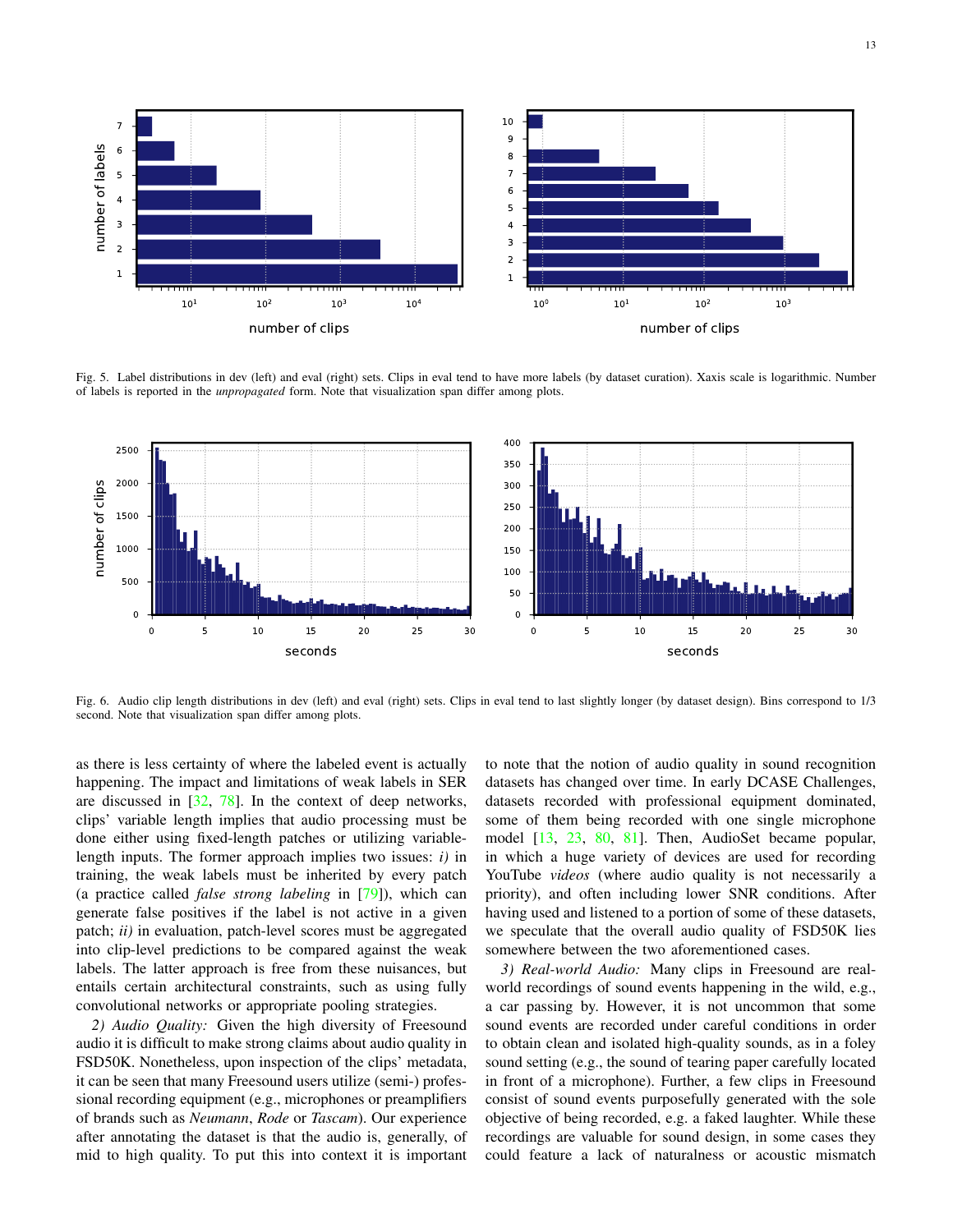Fig. 5. Label distributions in dev (left) and eval (right) sets. Clips in eval tend to have more labels (by dataset curation). Xaxis scale is logarithmic. Number of labels is reported in the *unpropagated* form. Note that visualization span differ among plots.

Fig. 6. Audio clip length distributions in dev (left) and eval (right) sets. Clips in eval tend to last slightly longer (by dataset design). Bins correspond to 1/3 second. Note that visualization span differ among plots.

as there is less certainty of where the labeled event is actually happening. The impact and limitations of weak labels in SER are discussed in [32, 78]. In the context of deep networks, clips' variable length implies that audio processing must be done either using fixed-length patches or utilizing variable-length inputs. The former approach implies two issues: *i)* in training, the weak labels must be inherited by every patch (a practice called *false strong labeling* in [79]), which can generate false positives if the label is not active in a given patch; *ii)* in evaluation, patch-level scores must be aggregated into clip-level predictions to be compared against the weak labels. The latter approach is free from these nuisances, but entails certain architectural constraints, such as using fully convolutional networks or appropriate pooling strategies.

*2) Audio Quality:* Given the high diversity of Freesound audio it is difficult to make strong claims about audio quality in FSD50K. Nonetheless, upon inspection of the clips' metadata, it can be seen that many Freesound users utilize (semi-) professional recording equipment (e.g., microphones or preamplifiers of brands such as *Neumann*, *Rode* or *Tascam*). Our experience after annotating the dataset is that the audio is, generally, of mid to high quality. To put this into context it is important to note that the notion of audio quality in sound recognition datasets has changed over time. In early DCASE Challenges, datasets recorded with professional equipment dominated, some of them being recorded with one single microphone model [13, 23, 80, 81]. Then, AudioSet became popular, in which a huge variety of devices are used for recording YouTube *videos* (where audio quality is not necessarily a priority), and often including lower SNR conditions. After having used and listened to a portion of some of these datasets, we speculate that the overall audio quality of FSD50K lies somewhere between the two aforementioned cases.

*3) Real-world Audio:* Many clips in Freesound are real-world recordings of sound events happening in the wild, e.g., a car passing by. However, it is not uncommon that some sound events are recorded under careful conditions in order to obtain clean and isolated high-quality sounds, as in a foley sound setting (e.g., the sound of tearing paper carefully located in front of a microphone). Further, a few clips in Freesound consist of sound events purposefully generated with the sole objective of being recorded, e.g. a faked laughter. While these recordings are valuable for sound design, in some cases they could feature a lack of naturalness or acoustic mismatch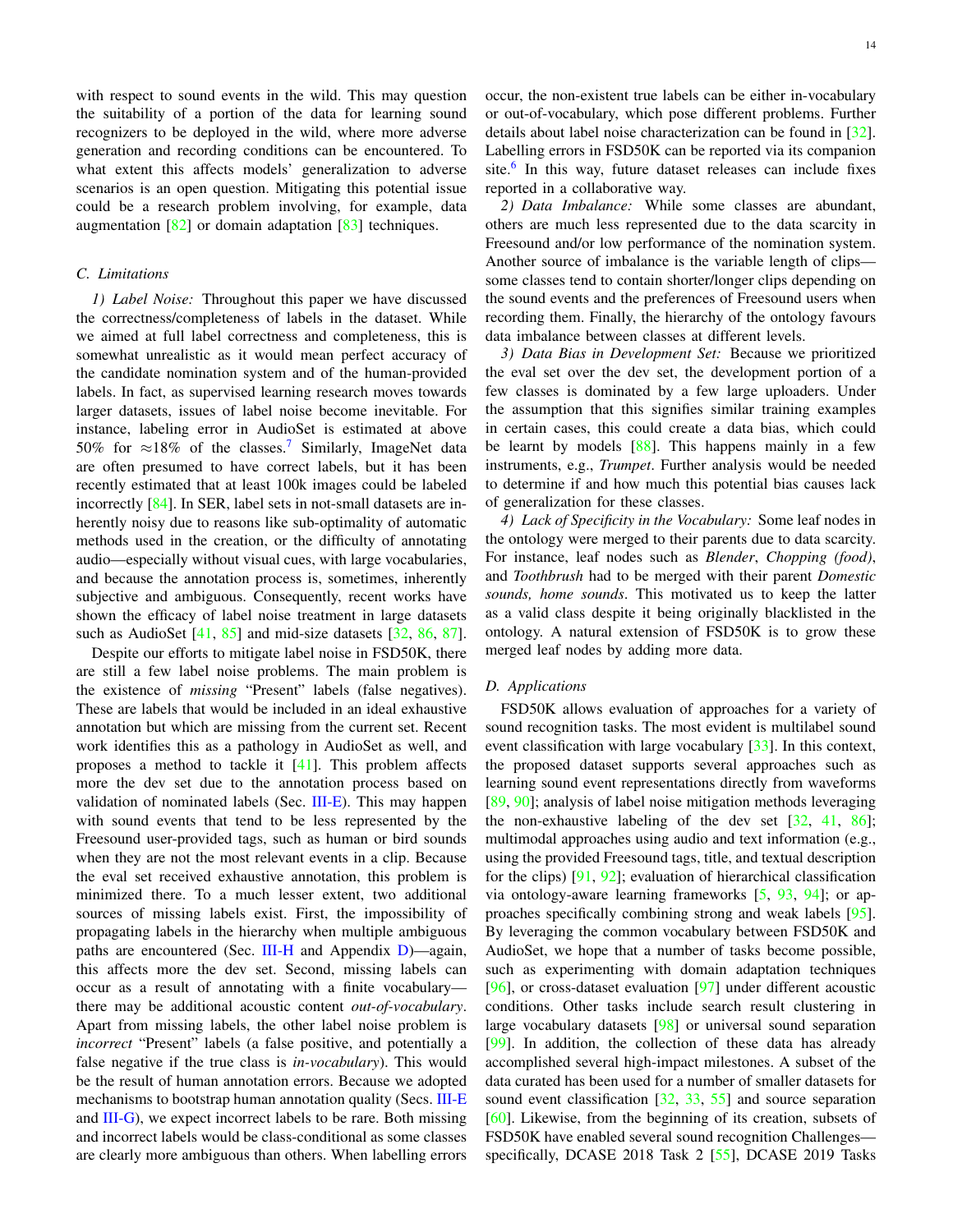with respect to sound events in the wild. This may question the suitability of a portion of the data for learning sound recognizers to be deployed in the wild, where more adverse generation and recording conditions can be encountered. To what extent this affects models' generalization to adverse scenarios is an open question. Mitigating this potential issue could be a research problem involving, for example, data augmentation [82] or domain adaptation [83] techniques.

### C. Limitations

*1) Label Noise:* Throughout this paper we have discussed the correctness/completeness of labels in the dataset. While we aimed at full label correctness and completeness, this is somewhat unrealistic as it would mean perfect accuracy of the candidate nomination system and of the human-provided labels. In fact, as supervised learning research moves towards larger datasets, issues of label noise become inevitable. For instance, labeling error in AudioSet is estimated at above 50% for $\approx$18% of the classes.[7] Similarly, ImageNet data are often presumed to have correct labels, but it has been recently estimated that at least 100k images could be labeled incorrectly [84]. In SER, label sets in not-small datasets are inherently noisy due to reasons like sub-optimality of automatic methods used in the creation, or the difficulty of annotating audio—especially without visual cues, with large vocabularies, and because the annotation process is, sometimes, inherently subjective and ambiguous. Consequently, recent works have shown the efficacy of label noise treatment in large datasets such as AudioSet [41, 85] and mid-size datasets [32, 86, 87].

Despite our efforts to mitigate label noise in FSD50K, there are still a few label noise problems. The main problem is the existence of *missing* "Present" labels (false negatives). These are labels that would be included in an ideal exhaustive annotation but which are missing from the current set. Recent work identifies this as a pathology in AudioSet as well, and proposes a method to tackle it [41]. This problem affects more the dev set due to the annotation process based on validation of nominated labels (Sec. III-E). This may happen with sound events that tend to be less represented by the Freesound user-provided tags, such as human or bird sounds when they are not the most relevant events in a clip. Because the eval set received exhaustive annotation, this problem is minimized there. To a much lesser extent, two additional sources of missing labels exist. First, the impossibility of propagating labels in the hierarchy when multiple ambiguous paths are encountered (Sec. III-H and Appendix D)—again, this affects more the dev set. Second, missing labels can occur as a result of annotating with a finite vocabulary—there may be additional acoustic content *out-of-vocabulary*. Apart from missing labels, the other label noise problem is *incorrect* "Present" labels (a false positive, and potentially a false negative if the true class is *in-vocabulary*). This would be the result of human annotation errors. Because we adopted mechanisms to bootstrap human annotation quality (Secs. III-E and III-G), we expect incorrect labels to be rare. Both missing and incorrect labels would be class-conditional as some classes are clearly more ambiguous than others. When labelling errors occur, the non-existent true labels can be either in-vocabulary or out-of-vocabulary, which pose different problems. Further details about label noise characterization can be found in [32]. Labelling errors in FSD50K can be reported via its companion site.[6] In this way, future dataset releases can include fixes reported in a collaborative way.

*2) Data Imbalance:* While some classes are abundant, others are much less represented due to the data scarcity in Freesound and/or low performance of the nomination system. Another source of imbalance is the variable length of clips—some classes tend to contain shorter/longer clips depending on the sound events and the preferences of Freesound users when recording them. Finally, the hierarchy of the ontology favours data imbalance between classes at different levels.

*3) Data Bias in Development Set:* Because we prioritized the eval set over the dev set, the development portion of a few classes is dominated by a few large uploaders. Under the assumption that this signifies similar training examples in certain cases, this could create a data bias, which could be learnt by models [88]. This happens mainly in a few instruments, e.g., *Trumpet*. Further analysis would be needed to determine if and how much this potential bias causes lack of generalization for these classes.

*4) Lack of Specificity in the Vocabulary:* Some leaf nodes in the ontology were merged to their parents due to data scarcity. For instance, leaf nodes such as *Blender*, *Chopping (food)*, and *Toothbrush* had to be merged with their parent *Domestic sounds, home sounds*. This motivated us to keep the latter as a valid class despite it being originally blacklisted in the ontology. A natural extension of FSD50K is to grow these merged leaf nodes by adding more data.

### D. Applications

FSD50K allows evaluation of approaches for a variety of sound recognition tasks. The most evident is multilabel sound event classification with large vocabulary [33]. In this context, the proposed dataset supports several approaches such as learning sound event representations directly from waveforms [89, 90]; analysis of label noise mitigation methods leveraging the non-exhaustive labeling of the dev set [32, 41, 86]; multimodal approaches using audio and text information (e.g., using the provided Freesound tags, title, and textual description for the clips) [91, 92]; evaluation of hierarchical classification via ontology-aware learning frameworks [5, 93, 94]; or approaches specifically combining strong and weak labels [95]. By leveraging the common vocabulary between FSD50K and AudioSet, we hope that a number of tasks become possible, such as experimenting with domain adaptation techniques [96], or cross-dataset evaluation [97] under different acoustic conditions. Other tasks include search result clustering in large vocabulary datasets [98] or universal sound separation [99]. In addition, the collection of these data has already accomplished several high-impact milestones. A subset of the data curated has been used for a number of smaller datasets for sound event classification [32, 33, 55] and source separation [60]. Likewise, from the beginning of its creation, subsets of FSD50K have enabled several sound recognition Challenges—specifically, DCASE 2018 Task 2 [55], DCASE 2019 Tasks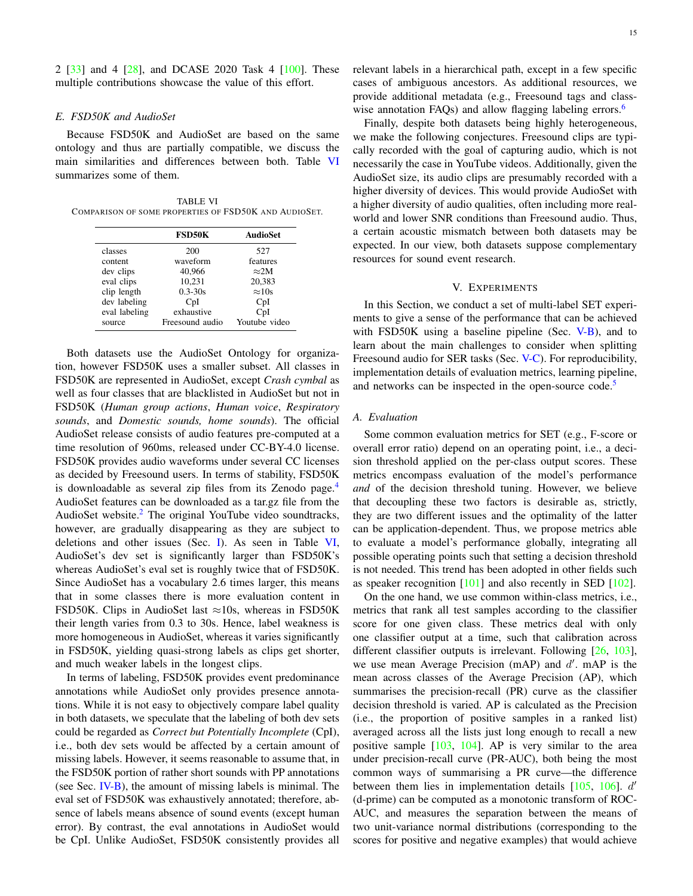2 [33] and 4 [28], and DCASE 2020 Task 4 [100]. These multiple contributions showcase the value of this effort.

### E. FSD50K and AudioSet

Because FSD50K and AudioSet are based on the same ontology and thus are partially compatible, we discuss the main similarities and differences between both. Table VI summarizes some of them.

TABLE VI
COMPARISON OF SOME PROPERTIES OF FSD50K AND AUDIOSET.

| | **FSD50K** | **AudioSet** |
|---|---|---|
| classes | 200 | 527 |
| content | waveform | features |
| dev clips | 40,966 | ≈2M |
| eval clips | 10,231 | 20,383 |
| clip length | 0.3-30s | ≈10s |
| dev labeling | CpI | CpI |
| eval labeling | exhaustive | CpI |
| source | Freesound audio | Youtube video |

Both datasets use the AudioSet Ontology for organization, however FSD50K uses a smaller subset. All classes in FSD50K are represented in AudioSet, except *Crash cymbal* as well as four classes that are blacklisted in AudioSet but not in FSD50K (*Human group actions*, *Human voice*, *Respiratory sounds*, and *Domestic sounds, home sounds*). The official AudioSet release consists of audio features pre-computed at a time resolution of 960ms, released under CC-BY-4.0 license. FSD50K provides audio waveforms under several CC licenses as decided by Freesound users. In terms of stability, FSD50K is downloadable as several zip files from its Zenodo page.[4] AudioSet features can be downloaded as a tar.gz file from the AudioSet website.[2] The original YouTube video soundtracks, however, are gradually disappearing as they are subject to deletions and other issues (Sec. I). As seen in Table VI, AudioSet's dev set is significantly larger than FSD50K's whereas AudioSet's eval set is roughly twice that of FSD50K. Since AudioSet has a vocabulary 2.6 times larger, this means that in some classes there is more evaluation content in FSD50K. Clips in AudioSet last ≈10s, whereas in FSD50K their length varies from 0.3 to 30s. Hence, label weakness is more homogeneous in AudioSet, whereas it varies significantly in FSD50K, yielding quasi-strong labels as clips get shorter, and much weaker labels in the longest clips.

In terms of labeling, FSD50K provides event predominance annotations while AudioSet only provides presence annotations. While it is not easy to objectively compare label quality in both datasets, we speculate that the labeling of both dev sets could be regarded as *Correct but Potentially Incomplete* (CpI), i.e., both dev sets would be affected by a certain amount of missing labels. However, it seems reasonable to assume that, in the FSD50K portion of rather short sounds with PP annotations (see Sec. IV-B), the amount of missing labels is minimal. The eval set of FSD50K was exhaustively annotated; therefore, absence of labels means absence of sound events (except human error). By contrast, the eval annotations in AudioSet would be CpI. Unlike AudioSet, FSD50K consistently provides all relevant labels in a hierarchical path, except in a few specific cases of ambiguous ancestors. As additional resources, we provide additional metadata (e.g., Freesound tags and class-wise annotation FAQs) and allow flagging labeling errors.[6]

Finally, despite both datasets being highly heterogeneous, we make the following conjectures. Freesound clips are typically recorded with the goal of capturing audio, which is not necessarily the case in YouTube videos. Additionally, given the AudioSet size, its audio clips are presumably recorded with a higher diversity of devices. This would provide AudioSet with a higher diversity of audio qualities, often including more real-world and lower SNR conditions than Freesound audio. Thus, a certain acoustic mismatch between both datasets may be expected. In our view, both datasets suppose complementary resources for sound event research.

## V. EXPERIMENTS

In this Section, we conduct a set of multi-label SET experiments to give a sense of the performance that can be achieved with FSD50K using a baseline pipeline (Sec. V-B), and to learn about the main challenges to consider when splitting Freesound audio for SER tasks (Sec. V-C). For reproducibility, implementation details of evaluation metrics, learning pipeline, and networks can be inspected in the open-source code.[5]

### A. Evaluation

Some common evaluation metrics for SET (e.g., F-score or overall error ratio) depend on an operating point, i.e., a decision threshold applied on the per-class output scores. These metrics encompass evaluation of the model's performance *and* of the decision threshold tuning. However, we believe that decoupling these two factors is desirable as, strictly, they are two different issues and the optimality of the latter can be application-dependent. Thus, we propose metrics able to evaluate a model's performance globally, integrating all possible operating points such that setting a decision threshold is not needed. This trend has been adopted in other fields such as speaker recognition [101] and also recently in SED [102].

On the one hand, we use common within-class metrics, i.e., metrics that rank all test samples according to the classifier score for one given class. These metrics deal with only one classifier output at a time, such that calibration across different classifier outputs is irrelevant. Following [26, 103], we use mean Average Precision (mAP) and $d'$. mAP is the mean across classes of the Average Precision (AP), which summarises the precision-recall (PR) curve as the classifier decision threshold is varied. AP is calculated as the Precision (i.e., the proportion of positive samples in a ranked list) averaged across all the lists just long enough to recall a new positive sample [103, 104]. AP is very similar to the area under precision-recall curve (PR-AUC), both being the most common ways of summarising a PR curve—the difference between them lies in implementation details [105, 106]. $d'$ (d-prime) can be computed as a monotonic transform of ROC-AUC, and measures the separation between the means of two unit-variance normal distributions (corresponding to the scores for positive and negative examples) that would achieve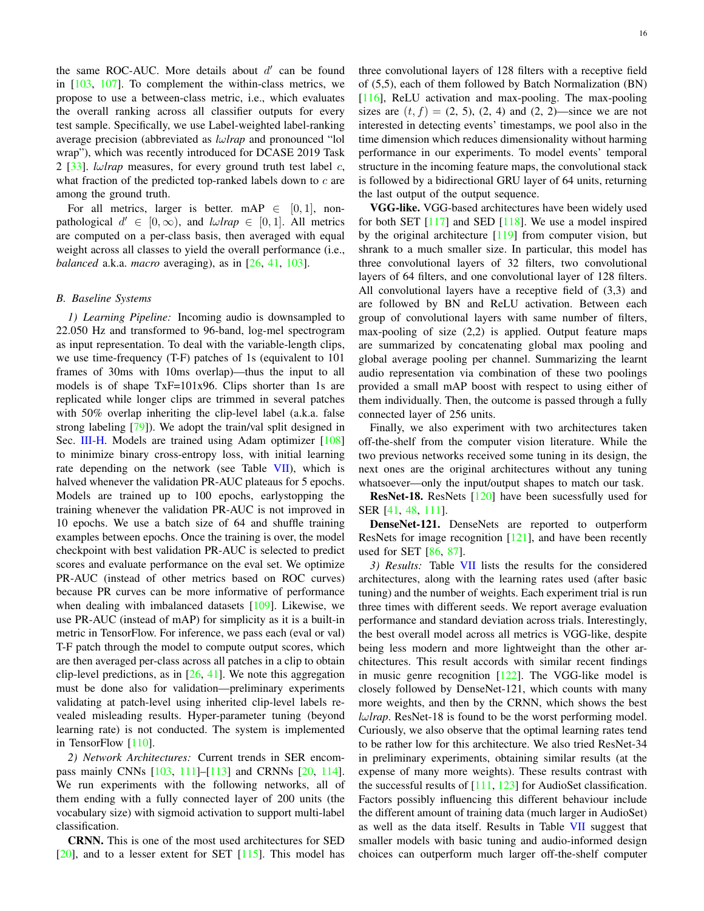the same ROC-AUC. More details about $d'$ can be found in [103, 107]. To complement the within-class metrics, we propose to use a between-class metric, i.e., which evaluates the overall ranking across all classifier outputs for every test sample. Specifically, we use Label-weighted label-ranking average precision (abbreviated as *lωlrap* and pronounced "lol wrap"), which was recently introduced for DCASE 2019 Task 2 [33]. *lωlrap* measures, for every ground truth test label $c$, what fraction of the predicted top-ranked labels down to $c$ are among the ground truth.

For all metrics, larger is better. mAP $\in [0, 1]$, non-pathological $d' \in [0, \infty)$, and *lωlrap* $\in [0, 1]$. All metrics are computed on a per-class basis, then averaged with equal weight across all classes to yield the overall performance (i.e., *balanced* a.k.a. *macro* averaging), as in [26, 41, 103].

### B. Baseline Systems

*1) Learning Pipeline:* Incoming audio is downsampled to 22.050 Hz and transformed to 96-band, log-mel spectrogram as input representation. To deal with the variable-length clips, we use time-frequency (T-F) patches of 1s (equivalent to 101 frames of 30ms with 10ms overlap)—thus the input to all models is of shape TxF=101x96. Clips shorter than 1s are replicated while longer clips are trimmed in several patches with 50% overlap inheriting the clip-level label (a.k.a. false strong labeling [79]). We adopt the train/val split designed in Sec. III-H. Models are trained using Adam optimizer [108] to minimize binary cross-entropy loss, with initial learning rate depending on the network (see Table VII), which is halved whenever the validation PR-AUC plateaus for 5 epochs. Models are trained up to 100 epochs, earlystopping the training whenever the validation PR-AUC is not improved in 10 epochs. We use a batch size of 64 and shuffle training examples between epochs. Once the training is over, the model checkpoint with best validation PR-AUC is selected to predict scores and evaluate performance on the eval set. We optimize PR-AUC (instead of other metrics based on ROC curves) because PR curves can be more informative of performance when dealing with imbalanced datasets [109]. Likewise, we use PR-AUC (instead of mAP) for simplicity as it is a built-in metric in TensorFlow. For inference, we pass each (eval or val) T-F patch through the model to compute output scores, which are then averaged per-class across all patches in a clip to obtain clip-level predictions, as in [26, 41]. We note this aggregation must be done also for validation—preliminary experiments validating at patch-level using inherited clip-level labels revealed misleading results. Hyper-parameter tuning (beyond learning rate) is not conducted. The system is implemented in TensorFlow [110].

*2) Network Architectures:* Current trends in SER encompass mainly CNNs [103, 111]–[113] and CRNNs [20, 114]. We run experiments with the following networks, all of them ending with a fully connected layer of 200 units (the vocabulary size) with sigmoid activation to support multi-label classification.

**CRNN.** This is one of the most used architectures for SED [20], and to a lesser extent for SET [115]. This model has three convolutional layers of 128 filters with a receptive field of (5,5), each of them followed by Batch Normalization (BN) [116], ReLU activation and max-pooling. The max-pooling sizes are $(t, f) =$ (2, 5), (2, 4) and (2, 2)—since we are not interested in detecting events' timestamps, we pool also in the time dimension which reduces dimensionality without harming performance in our experiments. To model events' temporal structure in the incoming feature maps, the convolutional stack is followed by a bidirectional GRU layer of 64 units, returning the last output of the output sequence.

**VGG-like.** VGG-based architectures have been widely used for both SET [117] and SED [118]. We use a model inspired by the original architecture [119] from computer vision, but shrank to a much smaller size. In particular, this model has three convolutional layers of 32 filters, two convolutional layers of 64 filters, and one convolutional layer of 128 filters. All convolutional layers have a receptive field of (3,3) and are followed by BN and ReLU activation. Between each group of convolutional layers with same number of filters, max-pooling of size (2,2) is applied. Output feature maps are summarized by concatenating global max pooling and global average pooling per channel. Summarizing the learnt audio representation via combination of these two poolings provided a small mAP boost with respect to using either of them individually. Then, the outcome is passed through a fully connected layer of 256 units.

Finally, we also experiment with two architectures taken off-the-shelf from the computer vision literature. While the two previous networks received some tuning in its design, the next ones are the original architectures without any tuning whatsoever—only the input/output shapes to match our task.

**ResNet-18.** ResNets [120] have been sucessfully used for SER [41, 48, 111].

**DenseNet-121.** DenseNets are reported to outperform ResNets for image recognition [121], and have been recently used for SET [86, 87].

*3) Results:* Table VII lists the results for the considered architectures, along with the learning rates used (after basic tuning) and the number of weights. Each experiment trial is run three times with different seeds. We report average evaluation performance and standard deviation across trials. Interestingly, the best overall model across all metrics is VGG-like, despite being less modern and more lightweight than the other architectures. This result accords with similar recent findings in music genre recognition [122]. The VGG-like model is closely followed by DenseNet-121, which counts with many more weights, and then by the CRNN, which shows the best *lωlrap*. ResNet-18 is found to be the worst performing model. Curiously, we also observe that the optimal learning rates tend to be rather low for this architecture. We also tried ResNet-34 in preliminary experiments, obtaining similar results (at the expense of many more weights). These results contrast with the successful results of [111, 123] for AudioSet classification. Factors possibly influencing this different behaviour include the different amount of training data (much larger in AudioSet) as well as the data itself. Results in Table VII suggest that smaller models with basic tuning and audio-informed design choices can outperform much larger off-the-shelf computer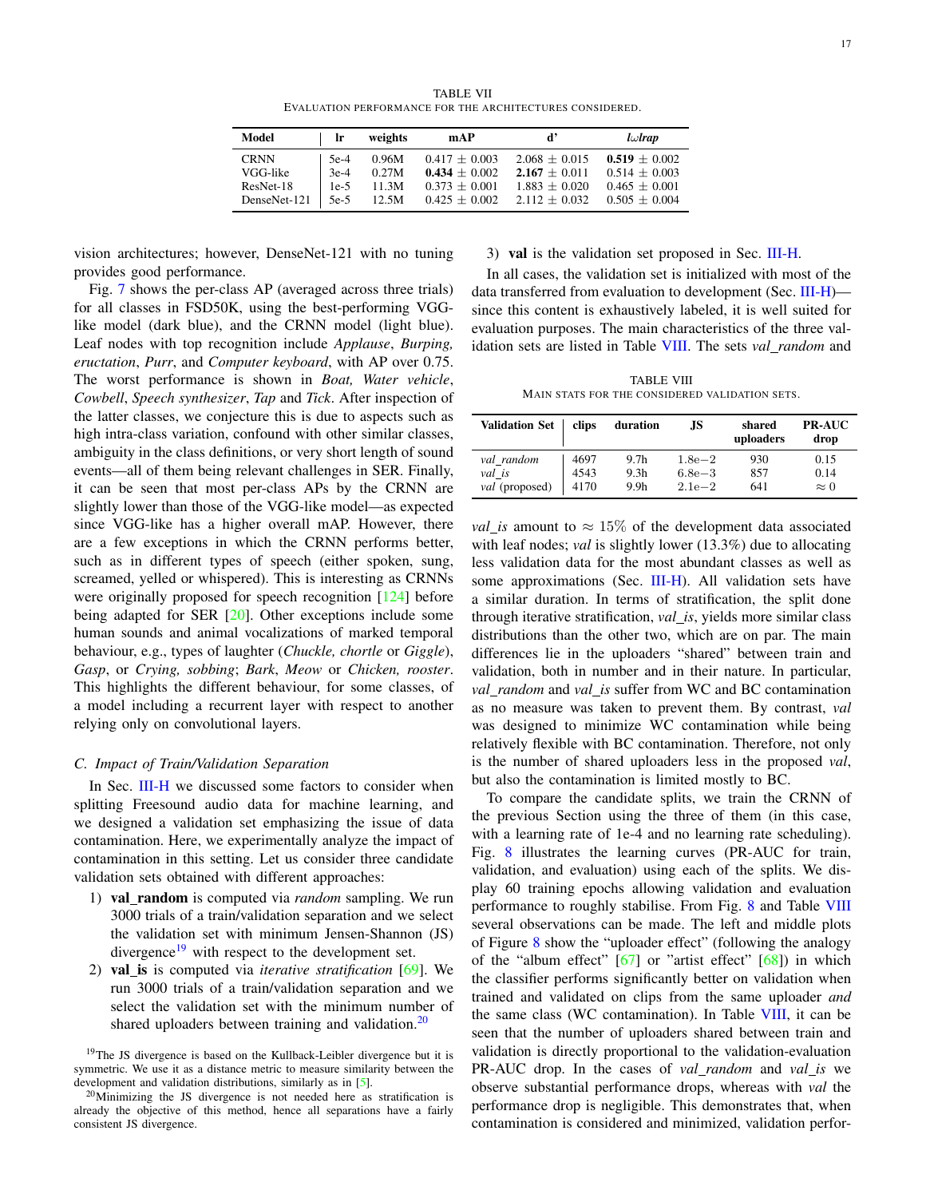TABLE VII
EVALUATION PERFORMANCE FOR THE ARCHITECTURES CONSIDERED.

| Model | lr | weights | mAP | d' | *lωlrap* |
|---|---|---|---|---|---|
| CRNN | 5e-4 | 0.96M | 0.417 ± 0.003 | 2.068 ± 0.015 | **0.519** ± 0.002 |
| VGG-like | 3e-4 | 0.27M | **0.434** ± 0.002 | **2.167** ± 0.011 | 0.514 ± 0.003 |
| ResNet-18 | 1e-5 | 11.3M | 0.373 ± 0.001 | 1.883 ± 0.020 | 0.465 ± 0.001 |
| DenseNet-121 | 5e-5 | 12.5M | 0.425 ± 0.002 | 2.112 ± 0.032 | 0.505 ± 0.004 |

vision architectures; however, DenseNet-121 with no tuning provides good performance.

Fig. 7 shows the per-class AP (averaged across three trials) for all classes in FSD50K, using the best-performing VGG-like model (dark blue), and the CRNN model (light blue). Leaf nodes with top recognition include *Applause*, *Burping, eructation*, *Purr*, and *Computer keyboard*, with AP over 0.75. The worst performance is shown in *Boat, Water vehicle*, *Cowbell*, *Speech synthesizer*, *Tap* and *Tick*. After inspection of the latter classes, we conjecture this is due to aspects such as high intra-class variation, confound with other similar classes, ambiguity in the class definitions, or very short length of sound events—all of them being relevant challenges in SER. Finally, it can be seen that most per-class APs by the CRNN are slightly lower than those of the VGG-like model—as expected since VGG-like has a higher overall mAP. However, there are a few exceptions in which the CRNN performs better, such as in different types of speech (either spoken, sung, screamed, yelled or whispered). This is interesting as CRNNs were originally proposed for speech recognition [124] before being adapted for SER [20]. Other exceptions include some human sounds and animal vocalizations of marked temporal behaviour, e.g., types of laughter (*Chuckle, chortle* or *Giggle*), *Gasp*, or *Crying, sobbing*; *Bark*, *Meow* or *Chicken, rooster*. This highlights the different behaviour, for some classes, of a model including a recurrent layer with respect to another relying only on convolutional layers.

### C. Impact of Train/Validation Separation

In Sec. III-H we discussed some factors to consider when splitting Freesound audio data for machine learning, and we designed a validation set emphasizing the issue of data contamination. Here, we experimentally analyze the impact of contamination in this setting. Let us consider three candidate validation sets obtained with different approaches:

1) **val_random** is computed via *random* sampling. We run 3000 trials of a train/validation separation and we select the validation set with minimum Jensen-Shannon (JS) divergence[19] with respect to the development set.
2) **val_is** is computed via *iterative stratification* [69]. We run 3000 trials of a train/validation separation and we select the validation set with the minimum number of shared uploaders between training and validation.[20]
3) **val** is the validation set proposed in Sec. III-H.

In all cases, the validation set is initialized with most of the data transferred from evaluation to development (Sec. III-H)—since this content is exhaustively labeled, it is well suited for evaluation purposes. The main characteristics of the three validation sets are listed in Table VIII. The sets *val_random* and *val_is* amount to $\approx 15\%$ of the development data associated with leaf nodes; *val* is slightly lower (13.3%) due to allocating less validation data for the most abundant classes as well as some approximations (Sec. III-H). All validation sets have a similar duration. In terms of stratification, the split done through iterative stratification, *val_is*, yields more similar class distributions than the other two, which are on par. The main differences lie in the uploaders "shared" between train and validation, both in number and in their nature. In particular, *val_random* and *val_is* suffer from WC and BC contamination as no measure was taken to prevent them. By contrast, *val* was designed to minimize WC contamination while being relatively flexible with BC contamination. Therefore, not only is the number of shared uploaders less in the proposed *val*, but also the contamination is limited mostly to BC.

TABLE VIII
MAIN STATS FOR THE CONSIDERED VALIDATION SETS.

| Validation Set | clips | duration | JS | shared uploaders | PR-AUC drop |
|---|---|---|---|---|---|
| *val_random* | 4697 | 9.7h | $1.8e{-2}$ | 930 | 0.15 |
| *val_is* | 4543 | 9.3h | $6.8e{-3}$ | 857 | 0.14 |
| *val* (proposed) | 4170 | 9.9h | $2.1e{-2}$ | 641 | $\approx 0$ |

To compare the candidate splits, we train the CRNN of the previous Section using the three of them (in this case, with a learning rate of 1e-4 and no learning rate scheduling). Fig. 8 illustrates the learning curves (PR-AUC for train, validation, and evaluation) using each of the splits. We display 60 training epochs allowing validation and evaluation performance to roughly stabilise. From Fig. 8 and Table VIII several observations can be made. The left and middle plots of Figure 8 show the "uploader effect" (following the analogy of the "album effect" [67] or "artist effect" [68]) in which the classifier performs significantly better on validation when trained and validated on clips from the same uploader *and* the same class (WC contamination). In Table VIII, it can be seen that the number of uploaders shared between train and validation is directly proportional to the validation-evaluation PR-AUC drop. In the cases of *val_random* and *val_is* we observe substantial performance drops, whereas with *val* the performance drop is negligible. This demonstrates that, when contamination is considered and minimized, validation perfor-

[19] The JS divergence is based on the Kullback-Leibler divergence but it is symmetric. We use it as a distance metric to measure similarity between the development and validation distributions, similarly as in [5].

[20] Minimizing the JS divergence is not needed here as stratification is already the objective of this method, hence all separations have a fairly consistent JS divergence.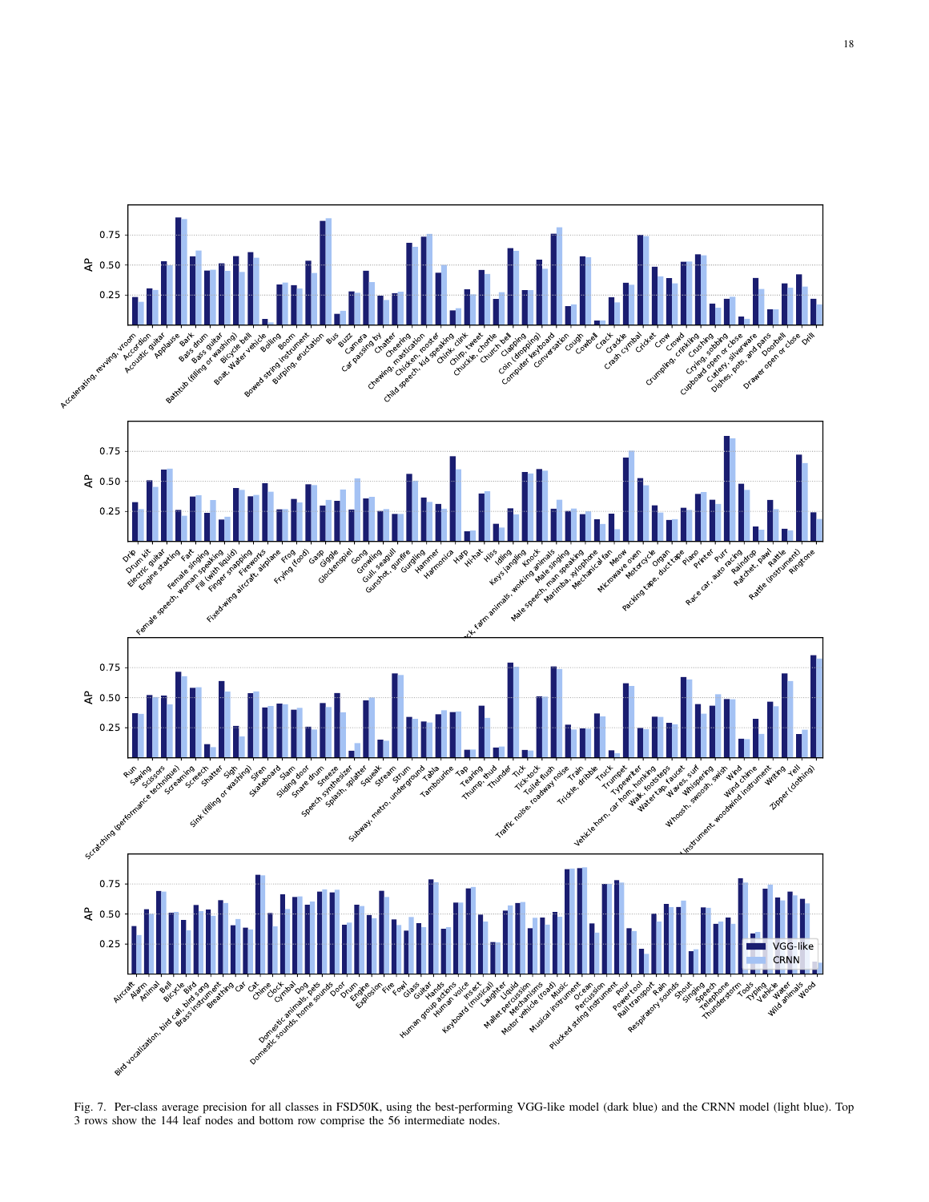Fig. 7. Per-class average precision for all classes in FSD50K, using the best-performing VGG-like model (dark blue) and the CRNN model (light blue). Top 3 rows show the 144 leaf nodes and bottom row comprise the 56 intermediate nodes.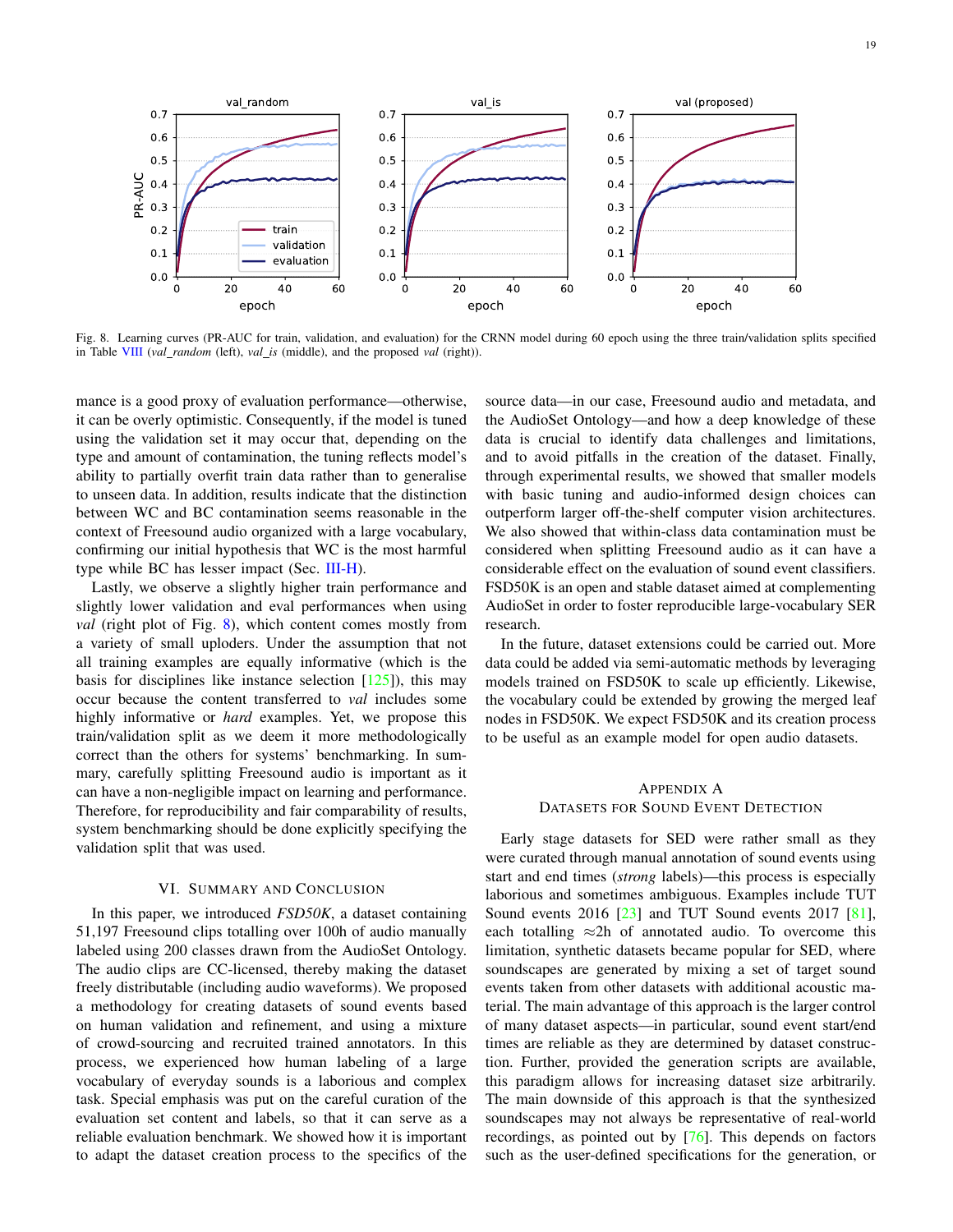Fig. 8. Learning curves (PR-AUC for train, validation, and evaluation) for the CRNN model during 60 epoch using the three train/validation splits specified in Table VIII (*val_random* (left), *val_is* (middle), and the proposed *val* (right)).

mance is a good proxy of evaluation performance—otherwise, it can be overly optimistic. Consequently, if the model is tuned using the validation set it may occur that, depending on the type and amount of contamination, the tuning reflects model's ability to partially overfit train data rather than to generalise to unseen data. In addition, results indicate that the distinction between WC and BC contamination seems reasonable in the context of Freesound audio organized with a large vocabulary, confirming our initial hypothesis that WC is the most harmful type while BC has lesser impact (Sec. III-H).

Lastly, we observe a slightly higher train performance and slightly lower validation and eval performances when using *val* (right plot of Fig. 8), which content comes mostly from a variety of small uploders. Under the assumption that not all training examples are equally informative (which is the basis for disciplines like instance selection [125]), this may occur because the content transferred to *val* includes some highly informative or *hard* examples. Yet, we propose this train/validation split as we deem it more methodologically correct than the others for systems' benchmarking. In summary, carefully splitting Freesound audio is important as it can have a non-negligible impact on learning and performance. Therefore, for reproducibility and fair comparability of results, system benchmarking should be done explicitly specifying the validation split that was used.

## VI. Summary and Conclusion

In this paper, we introduced *FSD50K*, a dataset containing 51,197 Freesound clips totalling over 100h of audio manually labeled using 200 classes drawn from the AudioSet Ontology. The audio clips are CC-licensed, thereby making the dataset freely distributable (including audio waveforms). We proposed a methodology for creating datasets of sound events based on human validation and refinement, and using a mixture of crowd-sourcing and recruited trained annotators. In this process, we experienced how human labeling of a large vocabulary of everyday sounds is a laborious and complex task. Special emphasis was put on the careful curation of the evaluation set content and labels, so that it can serve as a reliable evaluation benchmark. We showed how it is important to adapt the dataset creation process to the specifics of the source data—in our case, Freesound audio and metadata, and the AudioSet Ontology—and how a deep knowledge of these data is crucial to identify data challenges and limitations, and to avoid pitfalls in the creation of the dataset. Finally, through experimental results, we showed that smaller models with basic tuning and audio-informed design choices can outperform larger off-the-shelf computer vision architectures. We also showed that within-class data contamination must be considered when splitting Freesound audio as it can have a considerable effect on the evaluation of sound event classifiers. FSD50K is an open and stable dataset aimed at complementing AudioSet in order to foster reproducible large-vocabulary SER research.

In the future, dataset extensions could be carried out. More data could be added via semi-automatic methods by leveraging models trained on FSD50K to scale up efficiently. Likewise, the vocabulary could be extended by growing the merged leaf nodes in FSD50K. We expect FSD50K and its creation process to be useful as an example model for open audio datasets.

## Appendix A
## Datasets for Sound Event Detection

Early stage datasets for SED were rather small as they were curated through manual annotation of sound events using start and end times (*strong* labels)—this process is especially laborious and sometimes ambiguous. Examples include TUT Sound events 2016 [23] and TUT Sound events 2017 [81], each totalling $\approx$2h of annotated audio. To overcome this limitation, synthetic datasets became popular for SED, where soundscapes are generated by mixing a set of target sound events taken from other datasets with additional acoustic material. The main advantage of this approach is the larger control of many dataset aspects—in particular, sound event start/end times are reliable as they are determined by dataset construction. Further, provided the generation scripts are available, this paradigm allows for increasing dataset size arbitrarily. The main downside of this approach is that the synthesized soundscapes may not always be representative of real-world recordings, as pointed out by [76]. This depends on factors such as the user-defined specifications for the generation, or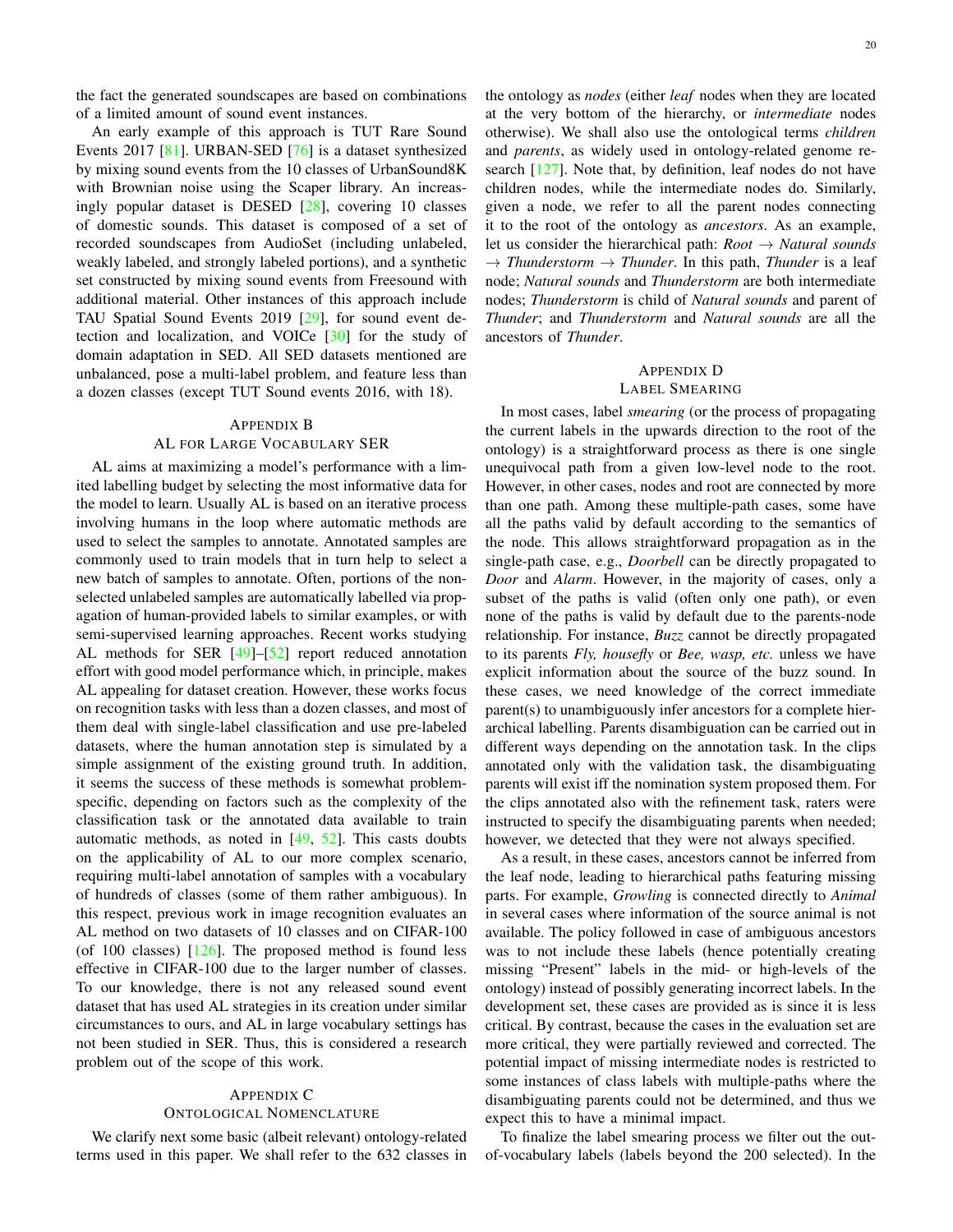the fact the generated soundscapes are based on combinations of a limited amount of sound event instances.

An early example of this approach is TUT Rare Sound Events 2017 [81]. URBAN-SED [76] is a dataset synthesized by mixing sound events from the 10 classes of UrbanSound8K with Brownian noise using the Scaper library. An increasingly popular dataset is DESED [28], covering 10 classes of domestic sounds. This dataset is composed of a set of recorded soundscapes from AudioSet (including unlabeled, weakly labeled, and strongly labeled portions), and a synthetic set constructed by mixing sound events from Freesound with additional material. Other instances of this approach include TAU Spatial Sound Events 2019 [29], for sound event detection and localization, and VOICe [30] for the study of domain adaptation in SED. All SED datasets mentioned are unbalanced, pose a multi-label problem, and feature less than a dozen classes (except TUT Sound events 2016, with 18).

## Appendix B
## AL for Large Vocabulary SER

AL aims at maximizing a model's performance with a limited labelling budget by selecting the most informative data for the model to learn. Usually AL is based on an iterative process involving humans in the loop where automatic methods are used to select the samples to annotate. Annotated samples are commonly used to train models that in turn help to select a new batch of samples to annotate. Often, portions of the non-selected unlabeled samples are automatically labelled via propagation of human-provided labels to similar examples, or with semi-supervised learning approaches. Recent works studying AL methods for SER [49]–[52] report reduced annotation effort with good model performance which, in principle, makes AL appealing for dataset creation. However, these works focus on recognition tasks with less than a dozen classes, and most of them deal with single-label classification and use pre-labeled datasets, where the human annotation step is simulated by a simple assignment of the existing ground truth. In addition, it seems the success of these methods is somewhat problem-specific, depending on factors such as the complexity of the classification task or the annotated data available to train automatic methods, as noted in [49, 52]. This casts doubts on the applicability of AL to our more complex scenario, requiring multi-label annotation of samples with a vocabulary of hundreds of classes (some of them rather ambiguous). In this respect, previous work in image recognition evaluates an AL method on two datasets of 10 classes and on CIFAR-100 (of 100 classes) [126]. The proposed method is found less effective in CIFAR-100 due to the larger number of classes. To our knowledge, there is not any released sound event dataset that has used AL strategies in its creation under similar circumstances to ours, and AL in large vocabulary settings has not been studied in SER. Thus, this is considered a research problem out of the scope of this work.

## Appendix C
## Ontological Nomenclature

We clarify next some basic (albeit relevant) ontology-related terms used in this paper. We shall refer to the 632 classes in the ontology as *nodes* (either *leaf* nodes when they are located at the very bottom of the hierarchy, or *intermediate* nodes otherwise). We shall also use the ontological terms *children* and *parents*, as widely used in ontology-related genome research [127]. Note that, by definition, leaf nodes do not have children nodes, while the intermediate nodes do. Similarly, given a node, we refer to all the parent nodes connecting it to the root of the ontology as *ancestors*. As an example, let us consider the hierarchical path: *Root* → *Natural sounds* → *Thunderstorm* → *Thunder*. In this path, *Thunder* is a leaf node; *Natural sounds* and *Thunderstorm* are both intermediate nodes; *Thunderstorm* is child of *Natural sounds* and parent of *Thunder*; and *Thunderstorm* and *Natural sounds* are all the ancestors of *Thunder*.

## Appendix D
## Label Smearing

In most cases, label *smearing* (or the process of propagating the current labels in the upwards direction to the root of the ontology) is a straightforward process as there is one single unequivocal path from a given low-level node to the root. However, in other cases, nodes and root are connected by more than one path. Among these multiple-path cases, some have all the paths valid by default according to the semantics of the node. This allows straightforward propagation as in the single-path case, e.g., *Doorbell* can be directly propagated to *Door* and *Alarm*. However, in the majority of cases, only a subset of the paths is valid (often only one path), or even none of the paths is valid by default due to the parents-node relationship. For instance, *Buzz* cannot be directly propagated to its parents *Fly, housefly* or *Bee, wasp, etc.* unless we have explicit information about the source of the buzz sound. In these cases, we need knowledge of the correct immediate parent(s) to unambiguously infer ancestors for a complete hierarchical labelling. Parents disambiguation can be carried out in different ways depending on the annotation task. In the clips annotated only with the validation task, the disambiguating parents will exist iff the nomination system proposed them. For the clips annotated also with the refinement task, raters were instructed to specify the disambiguating parents when needed; however, we detected that they were not always specified.

As a result, in these cases, ancestors cannot be inferred from the leaf node, leading to hierarchical paths featuring missing parts. For example, *Growling* is connected directly to *Animal* in several cases where information of the source animal is not available. The policy followed in case of ambiguous ancestors was to not include these labels (hence potentially creating missing "Present" labels in the mid- or high-levels of the ontology) instead of possibly generating incorrect labels. In the development set, these cases are provided as is since it is less critical. By contrast, because the cases in the evaluation set are more critical, they were partially reviewed and corrected. The potential impact of missing intermediate nodes is restricted to some instances of class labels with multiple-paths where the disambiguating parents could not be determined, and thus we expect this to have a minimal impact.

To finalize the label smearing process we filter out the out-of-vocabulary labels (labels beyond the 200 selected). In the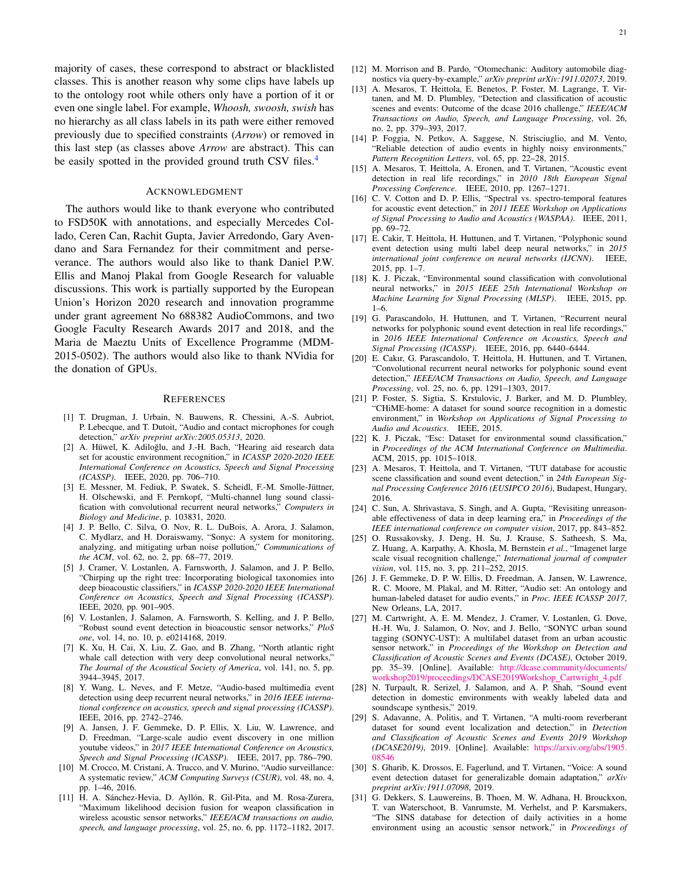majority of cases, these correspond to abstract or blacklisted classes. This is another reason why some clips have labels up to the ontology root while others only have a portion of it or even one single label. For example, *Whoosh, swoosh, swish* has no hierarchy as all class labels in its path were either removed previously due to specified constraints (*Arrow*) or removed in this last step (as classes above *Arrow* are abstract). This can be easily spotted in the provided ground truth CSV files.[4]

## Acknowledgment

The authors would like to thank everyone who contributed to FSD50K with annotations, and especially Mercedes Collado, Ceren Can, Rachit Gupta, Javier Arredondo, Gary Avendano and Sara Fernandez for their commitment and perseverance. The authors would also like to thank Daniel P.W. Ellis and Manoj Plakal from Google Research for valuable discussions. This work is partially supported by the European Union's Horizon 2020 research and innovation programme under grant agreement No 688382 AudioCommons, and two Google Faculty Research Awards 2017 and 2018, and the Maria de Maeztu Units of Excellence Programme (MDM-2015-0502). The authors would also like to thank NVidia for the donation of GPUs.

## References

[1] T. Drugman, J. Urbain, N. Bauwens, R. Chessini, A.-S. Aubriot, P. Lebecque, and T. Dutoit, "Audio and contact microphones for cough detection," *arXiv preprint arXiv:2005.05313*, 2020.

[2] A. Hüwel, K. Adiloğlu, and J.-H. Bach, "Hearing aid research data set for acoustic environment recognition," in *ICASSP 2020-2020 IEEE International Conference on Acoustics, Speech and Signal Processing (ICASSP)*. IEEE, 2020, pp. 706–710.

[3] E. Messner, M. Fediuk, P. Swatek, S. Scheidl, F.-M. Smolle-Jüttner, H. Olschewski, and F. Pernkopf, "Multi-channel lung sound classification with convolutional recurrent neural networks," *Computers in Biology and Medicine*, p. 103831, 2020.

[4] J. P. Bello, C. Silva, O. Nov, R. L. DuBois, A. Arora, J. Salamon, C. Mydlarz, and H. Doraiswamy, "Sonyc: A system for monitoring, analyzing, and mitigating urban noise pollution," *Communications of the ACM*, vol. 62, no. 2, pp. 68–77, 2019.

[5] J. Cramer, V. Lostanlen, A. Farnsworth, J. Salamon, and J. P. Bello, "Chirping up the right tree: Incorporating biological taxonomies into deep bioacoustic classifiers," in *ICASSP 2020-2020 IEEE International Conference on Acoustics, Speech and Signal Processing (ICASSP)*. IEEE, 2020, pp. 901–905.

[6] V. Lostanlen, J. Salamon, A. Farnsworth, S. Kelling, and J. P. Bello, "Robust sound event detection in bioacoustic sensor networks," *PloS one*, vol. 14, no. 10, p. e0214168, 2019.

[7] K. Xu, H. Cai, X. Liu, Z. Gao, and B. Zhang, "North atlantic right whale call detection with very deep convolutional neural networks," *The Journal of the Acoustical Society of America*, vol. 141, no. 5, pp. 3944–3945, 2017.

[8] Y. Wang, L. Neves, and F. Metze, "Audio-based multimedia event detection using deep recurrent neural networks," in *2016 IEEE international conference on acoustics, speech and signal processing (ICASSP)*. IEEE, 2016, pp. 2742–2746.

[9] A. Jansen, J. F. Gemmeke, D. P. Ellis, X. Liu, W. Lawrence, and D. Freedman, "Large-scale audio event discovery in one million youtube videos," in *2017 IEEE International Conference on Acoustics, Speech and Signal Processing (ICASSP)*. IEEE, 2017, pp. 786–790.

[10] M. Crocco, M. Cristani, A. Trucco, and V. Murino, "Audio surveillance: A systematic review," *ACM Computing Surveys (CSUR)*, vol. 48, no. 4, pp. 1–46, 2016.

[11] H. A. Sánchez-Hevia, D. Ayllón, R. Gil-Pita, and M. Rosa-Zurera, "Maximum likelihood decision fusion for weapon classification in wireless acoustic sensor networks," *IEEE/ACM transactions on audio, speech, and language processing*, vol. 25, no. 6, pp. 1172–1182, 2017.

[12] M. Morrison and B. Pardo, "Otomechanic: Auditory automobile diagnostics via query-by-example," *arXiv preprint arXiv:1911.02073*, 2019.

[13] A. Mesaros, T. Heittola, E. Benetos, P. Foster, M. Lagrange, T. Virtanen, and M. D. Plumbley, "Detection and classification of acoustic scenes and events: Outcome of the dcase 2016 challenge," *IEEE/ACM Transactions on Audio, Speech, and Language Processing*, vol. 26, no. 2, pp. 379–393, 2017.

[14] P. Foggia, N. Petkov, A. Saggese, N. Strisciuglio, and M. Vento, "Reliable detection of audio events in highly noisy environments," *Pattern Recognition Letters*, vol. 65, pp. 22–28, 2015.

[15] A. Mesaros, T. Heittola, A. Eronen, and T. Virtanen, "Acoustic event detection in real life recordings," in *2010 18th European Signal Processing Conference*. IEEE, 2010, pp. 1267–1271.

[16] C. V. Cotton and D. P. Ellis, "Spectral vs. spectro-temporal features for acoustic event detection," in *2011 IEEE Workshop on Applications of Signal Processing to Audio and Acoustics (WASPAA)*. IEEE, 2011, pp. 69–72.

[17] E. Cakir, T. Heittola, H. Huttunen, and T. Virtanen, "Polyphonic sound event detection using multi label deep neural networks," in *2015 international joint conference on neural networks (IJCNN)*. IEEE, 2015, pp. 1–7.

[18] K. J. Piczak, "Environmental sound classification with convolutional neural networks," in *2015 IEEE 25th International Workshop on Machine Learning for Signal Processing (MLSP)*. IEEE, 2015, pp. 1–6.

[19] G. Parascandolo, H. Huttunen, and T. Virtanen, "Recurrent neural networks for polyphonic sound event detection in real life recordings," in *2016 IEEE International Conference on Acoustics, Speech and Signal Processing (ICASSP)*. IEEE, 2016, pp. 6440–6444.

[20] E. Çakır, G. Parascandolo, T. Heittola, H. Huttunen, and T. Virtanen, "Convolutional recurrent neural networks for polyphonic sound event detection," *IEEE/ACM Transactions on Audio, Speech, and Language Processing*, vol. 25, no. 6, pp. 1291–1303, 2017.

[21] P. Foster, S. Sigtia, S. Krstulovic, J. Barker, and M. D. Plumbley, "CHiME-home: A dataset for sound source recognition in a domestic environment," in *Workshop on Applications of Signal Processing to Audio and Acoustics*. IEEE, 2015.

[22] K. J. Piczak, "Esc: Dataset for environmental sound classification," in *Proceedings of the ACM International Conference on Multimedia*. ACM, 2015, pp. 1015–1018.

[23] A. Mesaros, T. Heittola, and T. Virtanen, "TUT database for acoustic scene classification and sound event detection," in *24th European Signal Processing Conference 2016 (EUSIPCO 2016)*, Budapest, Hungary, 2016.

[24] C. Sun, A. Shrivastava, S. Singh, and A. Gupta, "Revisiting unreasonable effectiveness of data in deep learning era," in *Proceedings of the IEEE international conference on computer vision*, 2017, pp. 843–852.

[25] O. Russakovsky, J. Deng, H. Su, J. Krause, S. Satheesh, S. Ma, Z. Huang, A. Karpathy, A. Khosla, M. Bernstein *et al.*, "Imagenet large scale visual recognition challenge," *International journal of computer vision*, vol. 115, no. 3, pp. 211–252, 2015.

[26] J. F. Gemmeke, D. P. W. Ellis, D. Freedman, A. Jansen, W. Lawrence, R. C. Moore, M. Plakal, and M. Ritter, "Audio set: An ontology and human-labeled dataset for audio events," in *Proc. IEEE ICASSP 2017*, New Orleans, LA, 2017.

[27] M. Cartwright, A. E. M. Mendez, J. Cramer, V. Lostanlen, G. Dove, H.-H. Wu, J. Salamon, O. Nov, and J. Bello, "SONYC urban sound tagging (SONYC-UST): A multilabel dataset from an urban acoustic sensor network," in *Proceedings of the Workshop on Detection and Classification of Acoustic Scenes and Events (DCASE)*, October 2019, pp. 35–39. [Online]. Available: http://dcase.community/documents/workshop2019/proceedings/DCASE2019Workshop_Cartwright_4.pdf

[28] N. Turpault, R. Serizel, J. Salamon, and A. P. Shah, "Sound event detection in domestic environments with weakly labeled data and soundscape synthesis," 2019.

[29] S. Adavanne, A. Politis, and T. Virtanen, "A multi-room reverberant dataset for sound event localization and detection," in *Detection and Classification of Acoustic Scenes and Events 2019 Workshop (DCASE2019)*, 2019. [Online]. Available: https://arxiv.org/abs/1905.08546

[30] S. Gharib, K. Drossos, E. Fagerlund, and T. Virtanen, "Voice: A sound event detection dataset for generalizable domain adaptation," *arXiv preprint arXiv:1911.07098*, 2019.

[31] G. Dekkers, S. Lauwereins, B. Thoen, M. W. Adhana, H. Brouckxon, T. van Waterschoot, B. Vanrumste, M. Verhelst, and P. Karsmakers, "The SINS database for detection of daily activities in a home environment using an acoustic sensor network," in *Proceedings of*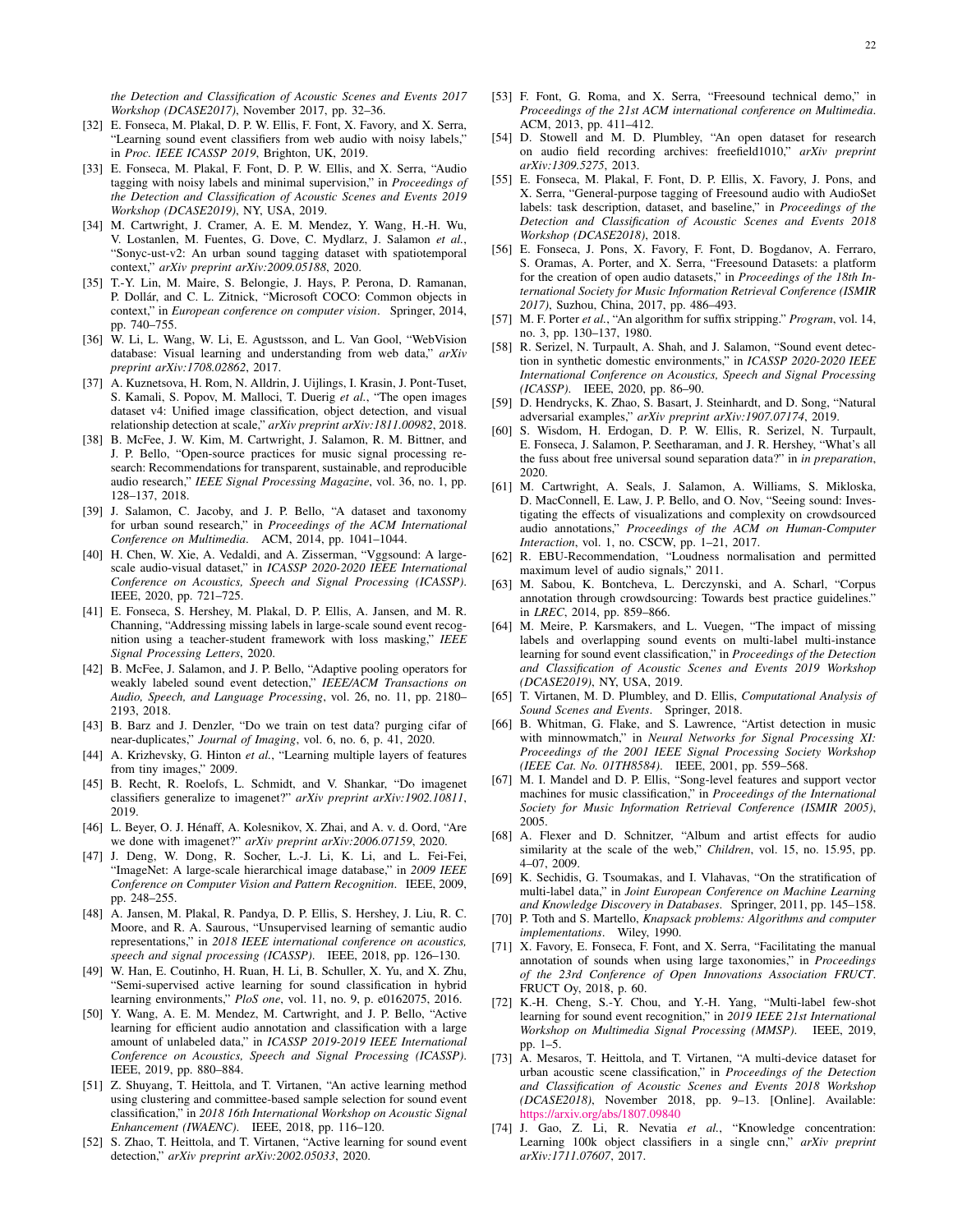*the Detection and Classification of Acoustic Scenes and Events 2017 Workshop (DCASE2017)*, November 2017, pp. 32–36.

[32] E. Fonseca, M. Plakal, D. P. W. Ellis, F. Font, X. Favory, and X. Serra, "Learning sound event classifiers from web audio with noisy labels," in *Proc. IEEE ICASSP 2019*, Brighton, UK, 2019.

[33] E. Fonseca, M. Plakal, F. Font, D. P. W. Ellis, and X. Serra, "Audio tagging with noisy labels and minimal supervision," in *Proceedings of the Detection and Classification of Acoustic Scenes and Events 2019 Workshop (DCASE2019)*, NY, USA, 2019.

[34] M. Cartwright, J. Cramer, A. E. M. Mendez, Y. Wang, H.-H. Wu, V. Lostanlen, M. Fuentes, G. Dove, C. Mydlarz, J. Salamon *et al.*, "Sonyc-ust-v2: An urban sound tagging dataset with spatiotemporal context," *arXiv preprint arXiv:2009.05188*, 2020.

[35] T.-Y. Lin, M. Maire, S. Belongie, J. Hays, P. Perona, D. Ramanan, P. Dollár, and C. L. Zitnick, "Microsoft COCO: Common objects in context," in *European conference on computer vision*. Springer, 2014, pp. 740–755.

[36] W. Li, L. Wang, W. Li, E. Agustsson, and L. Van Gool, "WebVision database: Visual learning and understanding from web data," *arXiv preprint arXiv:1708.02862*, 2017.

[37] A. Kuznetsova, H. Rom, N. Alldrin, J. Uijlings, I. Krasin, J. Pont-Tuset, S. Kamali, S. Popov, M. Malloci, T. Duerig *et al.*, "The open images dataset v4: Unified image classification, object detection, and visual relationship detection at scale," *arXiv preprint arXiv:1811.00982*, 2018.

[38] B. McFee, J. W. Kim, M. Cartwright, J. Salamon, R. M. Bittner, and J. P. Bello, "Open-source practices for music signal processing research: Recommendations for transparent, sustainable, and reproducible audio research," *IEEE Signal Processing Magazine*, vol. 36, no. 1, pp. 128–137, 2018.

[39] J. Salamon, C. Jacoby, and J. P. Bello, "A dataset and taxonomy for urban sound research," in *Proceedings of the ACM International Conference on Multimedia*. ACM, 2014, pp. 1041–1044.

[40] H. Chen, W. Xie, A. Vedaldi, and A. Zisserman, "Vggsound: A large-scale audio-visual dataset," in *ICASSP 2020-2020 IEEE International Conference on Acoustics, Speech and Signal Processing (ICASSP)*. IEEE, 2020, pp. 721–725.

[41] E. Fonseca, S. Hershey, M. Plakal, D. P. Ellis, A. Jansen, and M. R. Channing, "Addressing missing labels in large-scale sound event recognition using a teacher-student framework with loss masking," *IEEE Signal Processing Letters*, 2020.

[42] B. McFee, J. Salamon, and J. P. Bello, "Adaptive pooling operators for weakly labeled sound event detection," *IEEE/ACM Transactions on Audio, Speech, and Language Processing*, vol. 26, no. 11, pp. 2180–2193, 2018.

[43] B. Barz and J. Denzler, "Do we train on test data? purging cifar of near-duplicates," *Journal of Imaging*, vol. 6, no. 6, p. 41, 2020.

[44] A. Krizhevsky, G. Hinton *et al.*, "Learning multiple layers of features from tiny images," 2009.

[45] B. Recht, R. Roelofs, L. Schmidt, and V. Shankar, "Do imagenet classifiers generalize to imagenet?" *arXiv preprint arXiv:1902.10811*, 2019.

[46] L. Beyer, O. J. Hénaff, A. Kolesnikov, X. Zhai, and A. v. d. Oord, "Are we done with imagenet?" *arXiv preprint arXiv:2006.07159*, 2020.

[47] J. Deng, W. Dong, R. Socher, L.-J. Li, K. Li, and L. Fei-Fei, "ImageNet: A large-scale hierarchical image database," in *2009 IEEE Conference on Computer Vision and Pattern Recognition*. IEEE, 2009, pp. 248–255.

[48] A. Jansen, M. Plakal, R. Pandya, D. P. Ellis, S. Hershey, J. Liu, R. C. Moore, and R. A. Saurous, "Unsupervised learning of semantic audio representations," in *2018 IEEE international conference on acoustics, speech and signal processing (ICASSP)*. IEEE, 2018, pp. 126–130.

[49] W. Han, E. Coutinho, H. Ruan, H. Li, B. Schuller, X. Yu, and X. Zhu, "Semi-supervised active learning for sound classification in hybrid learning environments," *PloS one*, vol. 11, no. 9, p. e0162075, 2016.

[50] Y. Wang, A. E. M. Mendez, M. Cartwright, and J. P. Bello, "Active learning for efficient audio annotation and classification with a large amount of unlabeled data," in *ICASSP 2019-2019 IEEE International Conference on Acoustics, Speech and Signal Processing (ICASSP)*. IEEE, 2019, pp. 880–884.

[51] Z. Shuyang, T. Heittola, and T. Virtanen, "An active learning method using clustering and committee-based sample selection for sound event classification," in *2018 16th International Workshop on Acoustic Signal Enhancement (IWAENC)*. IEEE, 2018, pp. 116–120.

[52] S. Zhao, T. Heittola, and T. Virtanen, "Active learning for sound event detection," *arXiv preprint arXiv:2002.05033*, 2020.

[53] F. Font, G. Roma, and X. Serra, "Freesound technical demo," in *Proceedings of the 21st ACM international conference on Multimedia*. ACM, 2013, pp. 411–412.

[54] D. Stowell and M. D. Plumbley, "An open dataset for research on audio field recording archives: freefield1010," *arXiv preprint arXiv:1309.5275*, 2013.

[55] E. Fonseca, M. Plakal, F. Font, D. P. Ellis, X. Favory, J. Pons, and X. Serra, "General-purpose tagging of Freesound audio with AudioSet labels: task description, dataset, and baseline," in *Proceedings of the Detection and Classification of Acoustic Scenes and Events 2018 Workshop (DCASE2018)*, 2018.

[56] E. Fonseca, J. Pons, X. Favory, F. Font, D. Bogdanov, A. Ferraro, S. Oramas, A. Porter, and X. Serra, "Freesound Datasets: a platform for the creation of open audio datasets," in *Proceedings of the 18th International Society for Music Information Retrieval Conference (ISMIR 2017)*, Suzhou, China, 2017, pp. 486–493.

[57] M. F. Porter *et al.*, "An algorithm for suffix stripping," *Program*, vol. 14, no. 3, pp. 130–137, 1980.

[58] R. Serizel, N. Turpault, A. Shah, and J. Salamon, "Sound event detection in synthetic domestic environments," in *ICASSP 2020-2020 IEEE International Conference on Acoustics, Speech and Signal Processing (ICASSP)*. IEEE, 2020, pp. 86–90.

[59] D. Hendrycks, K. Zhao, S. Basart, J. Steinhardt, and D. Song, "Natural adversarial examples," *arXiv preprint arXiv:1907.07174*, 2019.

[60] S. Wisdom, H. Erdogan, D. P. W. Ellis, R. Serizel, N. Turpault, E. Fonseca, J. Salamon, P. Seetharaman, and J. R. Hershey, "What's all the fuss about free universal sound separation data?" in *in preparation*, 2020.

[61] M. Cartwright, A. Seals, J. Salamon, A. Williams, S. Mikloska, D. MacConnell, E. Law, J. P. Bello, and O. Nov, "Seeing sound: Investigating the effects of visualizations and complexity on crowdsourced audio annotations," *Proceedings of the ACM on Human-Computer Interaction*, vol. 1, no. CSCW, pp. 1–21, 2017.

[62] R. EBU-Recommendation, "Loudness normalisation and permitted maximum level of audio signals," 2011.

[63] M. Sabou, K. Bontcheva, L. Derczynski, and A. Scharl, "Corpus annotation through crowdsourcing: Towards best practice guidelines." in *LREC*, 2014, pp. 859–866.

[64] M. Meire, P. Karsmakers, and L. Vuegen, "The impact of missing labels and overlapping sound events on multi-label multi-instance learning for sound event classification," in *Proceedings of the Detection and Classification of Acoustic Scenes and Events 2019 Workshop (DCASE2019)*, NY, USA, 2019.

[65] T. Virtanen, M. D. Plumbley, and D. Ellis, *Computational Analysis of Sound Scenes and Events*. Springer, 2018.

[66] B. Whitman, G. Flake, and S. Lawrence, "Artist detection in music with minnowmatch," in *Neural Networks for Signal Processing XI: Proceedings of the 2001 IEEE Signal Processing Society Workshop (IEEE Cat. No. 01TH8584)*. IEEE, 2001, pp. 559–568.

[67] M. I. Mandel and D. P. Ellis, "Song-level features and support vector machines for music classification," in *Proceedings of the International Society for Music Information Retrieval Conference (ISMIR 2005)*, 2005.

[68] A. Flexer and D. Schnitzer, "Album and artist effects for audio similarity at the scale of the web," *Children*, vol. 15, no. 15.95, pp. 4–07, 2009.

[69] K. Sechidis, G. Tsoumakas, and I. Vlahavas, "On the stratification of multi-label data," in *Joint European Conference on Machine Learning and Knowledge Discovery in Databases*. Springer, 2011, pp. 145–158.

[70] P. Toth and S. Martello, *Knapsack problems: Algorithms and computer implementations*. Wiley, 1990.

[71] X. Favory, E. Fonseca, F. Font, and X. Serra, "Facilitating the manual annotation of sounds when using large taxonomies," in *Proceedings of the 23rd Conference of Open Innovations Association FRUCT*. FRUCT Oy, 2018, p. 60.

[72] K.-H. Cheng, S.-Y. Chou, and Y.-H. Yang, "Multi-label few-shot learning for sound event recognition," in *2019 IEEE 21st International Workshop on Multimedia Signal Processing (MMSP)*. IEEE, 2019, pp. 1–5.

[73] A. Mesaros, T. Heittola, and T. Virtanen, "A multi-device dataset for urban acoustic scene classification," in *Proceedings of the Detection and Classification of Acoustic Scenes and Events 2018 Workshop (DCASE2018)*, November 2018, pp. 9–13. [Online]. Available: https://arxiv.org/abs/1807.09840

[74] J. Gao, Z. Li, R. Nevatia *et al.*, "Knowledge concentration: Learning 100k object classifiers in a single cnn," *arXiv preprint arXiv:1711.07607*, 2017.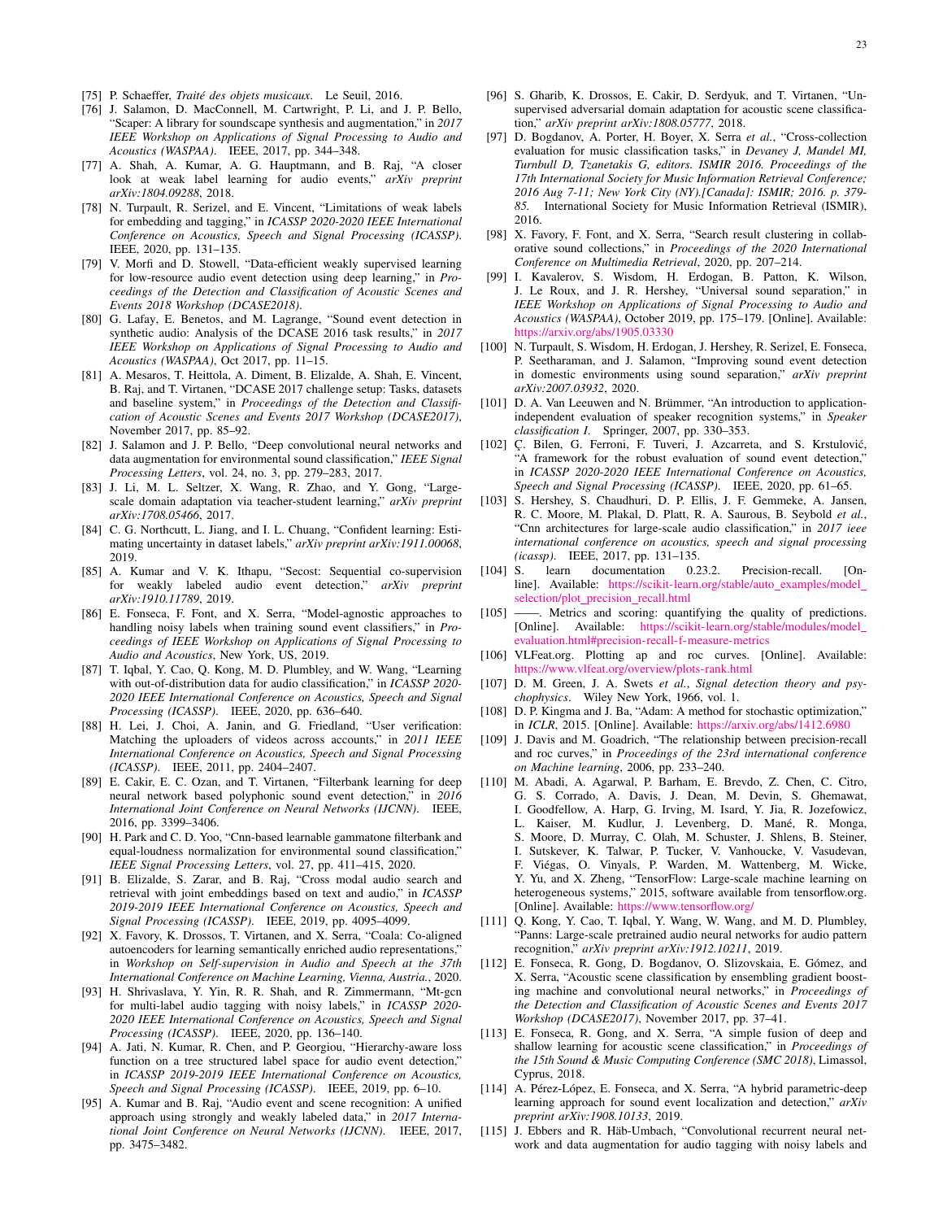[75] P. Schaeffer, *Traité des objets musicaux*. Le Seuil, 2016.

[76] J. Salamon, D. MacConnell, M. Cartwright, P. Li, and J. P. Bello, "Scaper: A library for soundscape synthesis and augmentation," in *2017 IEEE Workshop on Applications of Signal Processing to Audio and Acoustics (WASPAA)*. IEEE, 2017, pp. 344–348.

[77] A. Shah, A. Kumar, A. G. Hauptmann, and B. Raj, "A closer look at weak label learning for audio events," *arXiv preprint arXiv:1804.09288*, 2018.

[78] N. Turpault, R. Serizel, and E. Vincent, "Limitations of weak labels for embedding and tagging," in *ICASSP 2020-2020 IEEE International Conference on Acoustics, Speech and Signal Processing (ICASSP)*. IEEE, 2020, pp. 131–135.

[79] V. Morfi and D. Stowell, "Data-efficient weakly supervised learning for low-resource audio event detection using deep learning," in *Proceedings of the Detection and Classification of Acoustic Scenes and Events 2018 Workshop (DCASE2018)*.

[80] G. Lafay, E. Benetos, and M. Lagrange, "Sound event detection in synthetic audio: Analysis of the DCASE 2016 task results," in *2017 IEEE Workshop on Applications of Signal Processing to Audio and Acoustics (WASPAA)*, Oct 2017, pp. 11–15.

[81] A. Mesaros, T. Heittola, A. Diment, B. Elizalde, A. Shah, E. Vincent, B. Raj, and T. Virtanen, "DCASE 2017 challenge setup: Tasks, datasets and baseline system," in *Proceedings of the Detection and Classification of Acoustic Scenes and Events 2017 Workshop (DCASE2017)*, November 2017, pp. 85–92.

[82] J. Salamon and J. P. Bello, "Deep convolutional neural networks and data augmentation for environmental sound classification," *IEEE Signal Processing Letters*, vol. 24, no. 3, pp. 279–283, 2017.

[83] J. Li, M. L. Seltzer, X. Wang, R. Zhao, and Y. Gong, "Large-scale domain adaptation via teacher-student learning," *arXiv preprint arXiv:1708.05466*, 2017.

[84] C. G. Northcutt, L. Jiang, and I. L. Chuang, "Confident learning: Estimating uncertainty in dataset labels," *arXiv preprint arXiv:1911.00068*, 2019.

[85] A. Kumar and V. K. Ithapu, "Secost: Sequential co-supervision for weakly labeled audio event detection," *arXiv preprint arXiv:1910.11789*, 2019.

[86] E. Fonseca, F. Font, and X. Serra, "Model-agnostic approaches to handling noisy labels when training sound event classifiers," in *Proceedings of IEEE Workshop on Applications of Signal Processing to Audio and Acoustics*, New York, US, 2019.

[87] T. Iqbal, Y. Cao, Q. Kong, M. D. Plumbley, and W. Wang, "Learning with out-of-distribution data for audio classification," in *ICASSP 2020-2020 IEEE International Conference on Acoustics, Speech and Signal Processing (ICASSP)*. IEEE, 2020, pp. 636–640.

[88] H. Lei, J. Choi, A. Janin, and G. Friedland, "User verification: Matching the uploaders of videos across accounts," in *2011 IEEE International Conference on Acoustics, Speech and Signal Processing (ICASSP)*. IEEE, 2011, pp. 2404–2407.

[89] E. Cakir, E. C. Ozan, and T. Virtanen, "Filterbank learning for deep neural network based polyphonic sound event detection," in *2016 International Joint Conference on Neural Networks (IJCNN)*. IEEE, 2016, pp. 3399–3406.

[90] H. Park and C. D. Yoo, "Cnn-based learnable gammatone filterbank and equal-loudness normalization for environmental sound classification," *IEEE Signal Processing Letters*, vol. 27, pp. 411–415, 2020.

[91] B. Elizalde, S. Zarar, and B. Raj, "Cross modal audio search and retrieval with joint embeddings based on text and audio," in *ICASSP 2019-2019 IEEE International Conference on Acoustics, Speech and Signal Processing (ICASSP)*. IEEE, 2019, pp. 4095–4099.

[92] X. Favory, K. Drossos, T. Virtanen, and X. Serra, "Coala: Co-aligned autoencoders for learning semantically enriched audio representations," in *Workshop on Self-supervision in Audio and Speech at the 37th International Conference on Machine Learning, Vienna, Austria.*, 2020.

[93] H. Shrivaslava, Y. Yin, R. R. Shah, and R. Zimmermann, "Mt-gcn for multi-label audio tagging with noisy labels," in *ICASSP 2020-2020 IEEE International Conference on Acoustics, Speech and Signal Processing (ICASSP)*. IEEE, 2020, pp. 136–140.

[94] A. Jati, N. Kumar, R. Chen, and P. Georgiou, "Hierarchy-aware loss function on a tree structured label space for audio event detection," in *ICASSP 2019-2019 IEEE International Conference on Acoustics, Speech and Signal Processing (ICASSP)*. IEEE, 2019, pp. 6–10.

[95] A. Kumar and B. Raj, "Audio event and scene recognition: A unified approach using strongly and weakly labeled data," in *2017 International Joint Conference on Neural Networks (IJCNN)*. IEEE, 2017, pp. 3475–3482.

[96] S. Gharib, K. Drossos, E. Cakir, D. Serdyuk, and T. Virtanen, "Unsupervised adversarial domain adaptation for acoustic scene classification," *arXiv preprint arXiv:1808.05777*, 2018.

[97] D. Bogdanov, A. Porter, H. Boyer, X. Serra *et al.*, "Cross-collection evaluation for music classification tasks," in *Devaney J, Mandel MI, Turnbull D, Tzanetakis G, editors. ISMIR 2016. Proceedings of the 17th International Society for Music Information Retrieval Conference; 2016 Aug 7-11; New York City (NY).[Canada]: ISMIR; 2016. p. 379-85.* International Society for Music Information Retrieval (ISMIR), 2016.

[98] X. Favory, F. Font, and X. Serra, "Search result clustering in collaborative sound collections," in *Proceedings of the 2020 International Conference on Multimedia Retrieval*, 2020, pp. 207–214.

[99] I. Kavalerov, S. Wisdom, H. Erdogan, B. Patton, K. Wilson, J. Le Roux, and J. R. Hershey, "Universal sound separation," in *IEEE Workshop on Applications of Signal Processing to Audio and Acoustics (WASPAA)*, October 2019, pp. 175–179. [Online]. Available: https://arxiv.org/abs/1905.03330

[100] N. Turpault, S. Wisdom, H. Erdogan, J. Hershey, R. Serizel, E. Fonseca, P. Seetharaman, and J. Salamon, "Improving sound event detection in domestic environments using sound separation," *arXiv preprint arXiv:2007.03932*, 2020.

[101] D. A. Van Leeuwen and N. Brümmer, "An introduction to application-independent evaluation of speaker recognition systems," in *Speaker classification I*. Springer, 2007, pp. 330–353.

[102] Ç. Bilen, G. Ferroni, F. Tuveri, J. Azcarreta, and S. Krstulović, "A framework for the robust evaluation of sound event detection," in *ICASSP 2020-2020 IEEE International Conference on Acoustics, Speech and Signal Processing (ICASSP)*. IEEE, 2020, pp. 61–65.

[103] S. Hershey, S. Chaudhuri, D. P. Ellis, J. F. Gemmeke, A. Jansen, R. C. Moore, M. Plakal, D. Platt, R. A. Saurous, B. Seybold *et al.*, "Cnn architectures for large-scale audio classification," in *2017 ieee international conference on acoustics, speech and signal processing (icassp)*. IEEE, 2017, pp. 131–135.

[104] S. learn documentation 0.23.2. Precision-recall. [Online]. Available: https://scikit-learn.org/stable/auto_examples/model_selection/plot_precision_recall.html

[105] ——. Metrics and scoring: quantifying the quality of predictions. [Online]. Available: https://scikit-learn.org/stable/modules/model_evaluation.html#precision-recall-f-measure-metrics

[106] VLFeat.org. Plotting ap and roc curves. [Online]. Available: https://www.vlfeat.org/overview/plots-rank.html

[107] D. M. Green, J. A. Swets *et al.*, *Signal detection theory and psychophysics*. Wiley New York, 1966, vol. 1.

[108] D. P. Kingma and J. Ba, "Adam: A method for stochastic optimization," in *ICLR*, 2015. [Online]. Available: https://arxiv.org/abs/1412.6980

[109] J. Davis and M. Goadrich, "The relationship between precision-recall and roc curves," in *Proceedings of the 23rd international conference on Machine learning*, 2006, pp. 233–240.

[110] M. Abadi, A. Agarwal, P. Barham, E. Brevdo, Z. Chen, C. Citro, G. S. Corrado, A. Davis, J. Dean, M. Devin, S. Ghemawat, I. Goodfellow, A. Harp, G. Irving, M. Isard, Y. Jia, R. Jozefowicz, L. Kaiser, M. Kudlur, J. Levenberg, D. Mané, R. Monga, S. Moore, D. Murray, C. Olah, M. Schuster, J. Shlens, B. Steiner, I. Sutskever, K. Talwar, P. Tucker, V. Vanhoucke, V. Vasudevan, F. Viégas, O. Vinyals, P. Warden, M. Wattenberg, M. Wicke, Y. Yu, and X. Zheng, "TensorFlow: Large-scale machine learning on heterogeneous systems," 2015, software available from tensorflow.org. [Online]. Available: https://www.tensorflow.org/

[111] Q. Kong, Y. Cao, T. Iqbal, Y. Wang, W. Wang, and M. D. Plumbley, "Panns: Large-scale pretrained audio neural networks for audio pattern recognition," *arXiv preprint arXiv:1912.10211*, 2019.

[112] E. Fonseca, R. Gong, D. Bogdanov, O. Slizovskaia, E. Gómez, and X. Serra, "Acoustic scene classification by ensembling gradient boosting machine and convolutional neural networks," in *Proceedings of the Detection and Classification of Acoustic Scenes and Events 2017 Workshop (DCASE2017)*, November 2017, pp. 37–41.

[113] E. Fonseca, R. Gong, and X. Serra, "A simple fusion of deep and shallow learning for acoustic scene classification," in *Proceedings of the 15th Sound & Music Computing Conference (SMC 2018)*, Limassol, Cyprus, 2018.

[114] A. Pérez-López, E. Fonseca, and X. Serra, "A hybrid parametric-deep learning approach for sound event localization and detection," *arXiv preprint arXiv:1908.10133*, 2019.

[115] J. Ebbers and R. Häb-Umbach, "Convolutional recurrent neural network and data augmentation for audio tagging with noisy labels and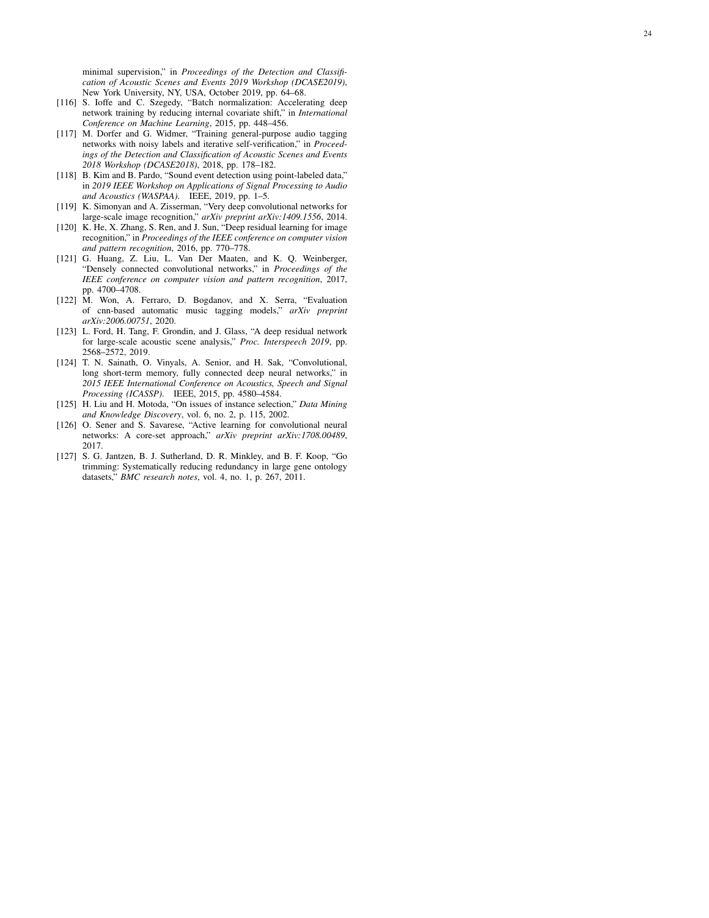minimal supervision," in *Proceedings of the Detection and Classification of Acoustic Scenes and Events 2019 Workshop (DCASE2019)*, New York University, NY, USA, October 2019, pp. 64–68.

[116] S. Ioffe and C. Szegedy, "Batch normalization: Accelerating deep network training by reducing internal covariate shift," in *International Conference on Machine Learning*, 2015, pp. 448–456.

[117] M. Dorfer and G. Widmer, "Training general-purpose audio tagging networks with noisy labels and iterative self-verification," in *Proceedings of the Detection and Classification of Acoustic Scenes and Events 2018 Workshop (DCASE2018)*, 2018, pp. 178–182.

[118] B. Kim and B. Pardo, "Sound event detection using point-labeled data," in *2019 IEEE Workshop on Applications of Signal Processing to Audio and Acoustics (WASPAA)*. IEEE, 2019, pp. 1–5.

[119] K. Simonyan and A. Zisserman, "Very deep convolutional networks for large-scale image recognition," *arXiv preprint arXiv:1409.1556*, 2014.

[120] K. He, X. Zhang, S. Ren, and J. Sun, "Deep residual learning for image recognition," in *Proceedings of the IEEE conference on computer vision and pattern recognition*, 2016, pp. 770–778.

[121] G. Huang, Z. Liu, L. Van Der Maaten, and K. Q. Weinberger, "Densely connected convolutional networks," in *Proceedings of the IEEE conference on computer vision and pattern recognition*, 2017, pp. 4700–4708.

[122] M. Won, A. Ferraro, D. Bogdanov, and X. Serra, "Evaluation of cnn-based automatic music tagging models," *arXiv preprint arXiv:2006.00751*, 2020.

[123] L. Ford, H. Tang, F. Grondin, and J. Glass, "A deep residual network for large-scale acoustic scene analysis," *Proc. Interspeech 2019*, pp. 2568–2572, 2019.

[124] T. N. Sainath, O. Vinyals, A. Senior, and H. Sak, "Convolutional, long short-term memory, fully connected deep neural networks," in *2015 IEEE International Conference on Acoustics, Speech and Signal Processing (ICASSP)*. IEEE, 2015, pp. 4580–4584.

[125] H. Liu and H. Motoda, "On issues of instance selection," *Data Mining and Knowledge Discovery*, vol. 6, no. 2, p. 115, 2002.

[126] O. Sener and S. Savarese, "Active learning for convolutional neural networks: A core-set approach," *arXiv preprint arXiv:1708.00489*, 2017.

[127] S. G. Jantzen, B. J. Sutherland, D. R. Minkley, and B. F. Koop, "Go trimming: Systematically reducing redundancy in large gene ontology datasets," *BMC research notes*, vol. 4, no. 1, p. 267, 2011.